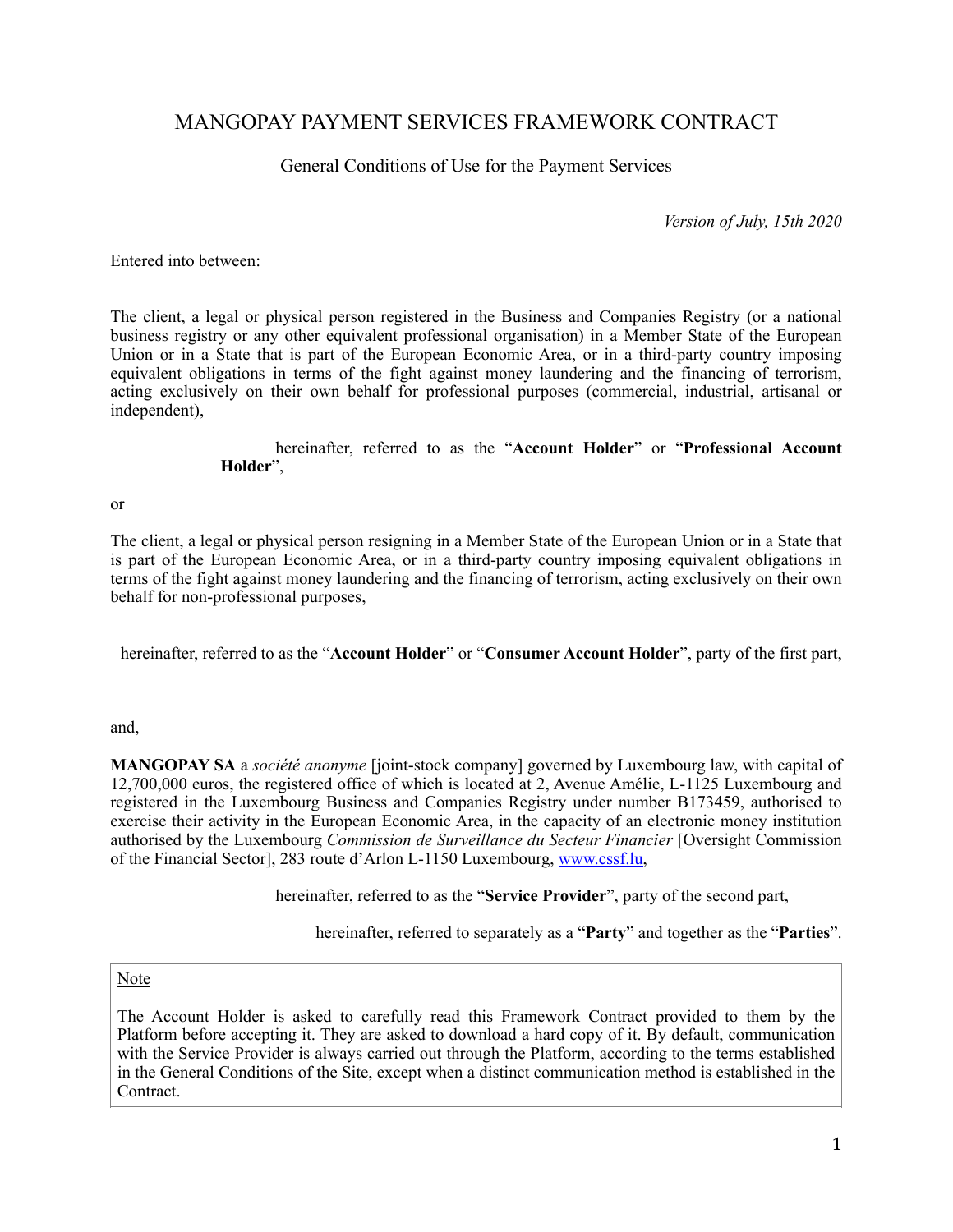# MANGOPAY PAYMENT SERVICES FRAMEWORK CONTRACT

## General Conditions of Use for the Payment Services

*Version of July, 15th 2020*

Entered into between:

The client, a legal or physical person registered in the Business and Companies Registry (or a national business registry or any other equivalent professional organisation) in a Member State of the European Union or in a State that is part of the European Economic Area, or in a third-party country imposing equivalent obligations in terms of the fight against money laundering and the financing of terrorism, acting exclusively on their own behalf for professional purposes (commercial, industrial, artisanal or independent),

hereinafter, referred to as the "**Account Holder**" or "**Professional Account Holder**",

or

The client, a legal or physical person resigning in a Member State of the European Union or in a State that is part of the European Economic Area, or in a third-party country imposing equivalent obligations in terms of the fight against money laundering and the financing of terrorism, acting exclusively on their own behalf for non-professional purposes,

hereinafter, referred to as the "**Account Holder**" or "**Consumer Account Holder**", party of the first part,

and,

**MANGOPAY SA** a *société anonyme* [joint-stock company] governed by Luxembourg law, with capital of 12,700,000 euros, the registered office of which is located at 2, Avenue Amélie, L-1125 Luxembourg and registered in the Luxembourg Business and Companies Registry under number B173459, authorised to exercise their activity in the European Economic Area, in the capacity of an electronic money institution authorised by the Luxembourg *Commission de Surveillance du Secteur Financier* [Oversight Commission of the Financial Sector], 283 route d'Arlon L-1150 Luxembourg, www.cssf.lu,

hereinafter, referred to as the "**Service Provider**", party of the second part,

hereinafter, referred to separately as a "**Party**" and together as the "**Parties**".

> Note
>
> The Account Holder is asked to carefully read this Framework Contract provided to them by the Platform before accepting it. They are asked to download a hard copy of it. By default, communication with the Service Provider is always carried out through the Platform, according to the terms established in the General Conditions of the Site, except when a distinct communication method is established in the Contract.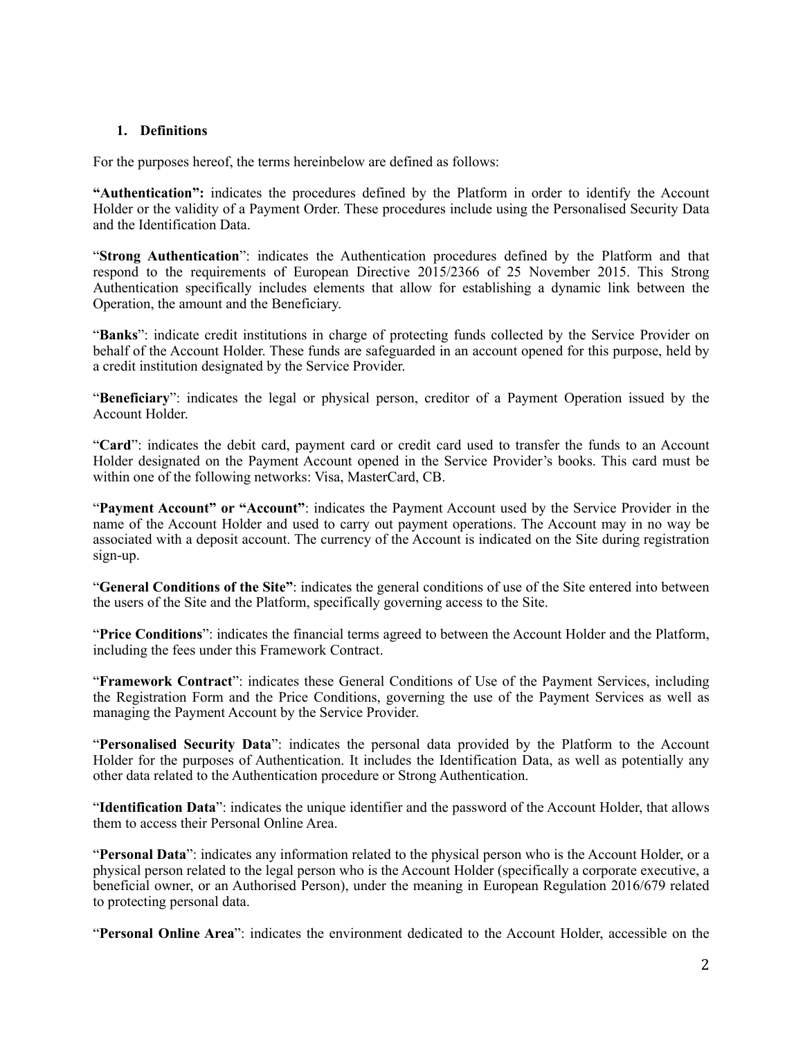## 1. Definitions

For the purposes hereof, the terms hereinbelow are defined as follows:

**"Authentication":** indicates the procedures defined by the Platform in order to identify the Account Holder or the validity of a Payment Order. These procedures include using the Personalised Security Data and the Identification Data.

"**Strong Authentication**": indicates the Authentication procedures defined by the Platform and that respond to the requirements of European Directive 2015/2366 of 25 November 2015. This Strong Authentication specifically includes elements that allow for establishing a dynamic link between the Operation, the amount and the Beneficiary.

"**Banks**": indicate credit institutions in charge of protecting funds collected by the Service Provider on behalf of the Account Holder. These funds are safeguarded in an account opened for this purpose, held by a credit institution designated by the Service Provider.

"**Beneficiary**": indicates the legal or physical person, creditor of a Payment Operation issued by the Account Holder.

"**Card**": indicates the debit card, payment card or credit card used to transfer the funds to an Account Holder designated on the Payment Account opened in the Service Provider's books. This card must be within one of the following networks: Visa, MasterCard, CB.

"**Payment Account" or "Account"**: indicates the Payment Account used by the Service Provider in the name of the Account Holder and used to carry out payment operations. The Account may in no way be associated with a deposit account. The currency of the Account is indicated on the Site during registration sign-up.

"**General Conditions of the Site"**: indicates the general conditions of use of the Site entered into between the users of the Site and the Platform, specifically governing access to the Site.

"**Price Conditions**": indicates the financial terms agreed to between the Account Holder and the Platform, including the fees under this Framework Contract.

"**Framework Contract**": indicates these General Conditions of Use of the Payment Services, including the Registration Form and the Price Conditions, governing the use of the Payment Services as well as managing the Payment Account by the Service Provider.

"**Personalised Security Data**": indicates the personal data provided by the Platform to the Account Holder for the purposes of Authentication. It includes the Identification Data, as well as potentially any other data related to the Authentication procedure or Strong Authentication.

"**Identification Data**": indicates the unique identifier and the password of the Account Holder, that allows them to access their Personal Online Area.

"**Personal Data**": indicates any information related to the physical person who is the Account Holder, or a physical person related to the legal person who is the Account Holder (specifically a corporate executive, a beneficial owner, or an Authorised Person), under the meaning in European Regulation 2016/679 related to protecting personal data.

"**Personal Online Area**": indicates the environment dedicated to the Account Holder, accessible on the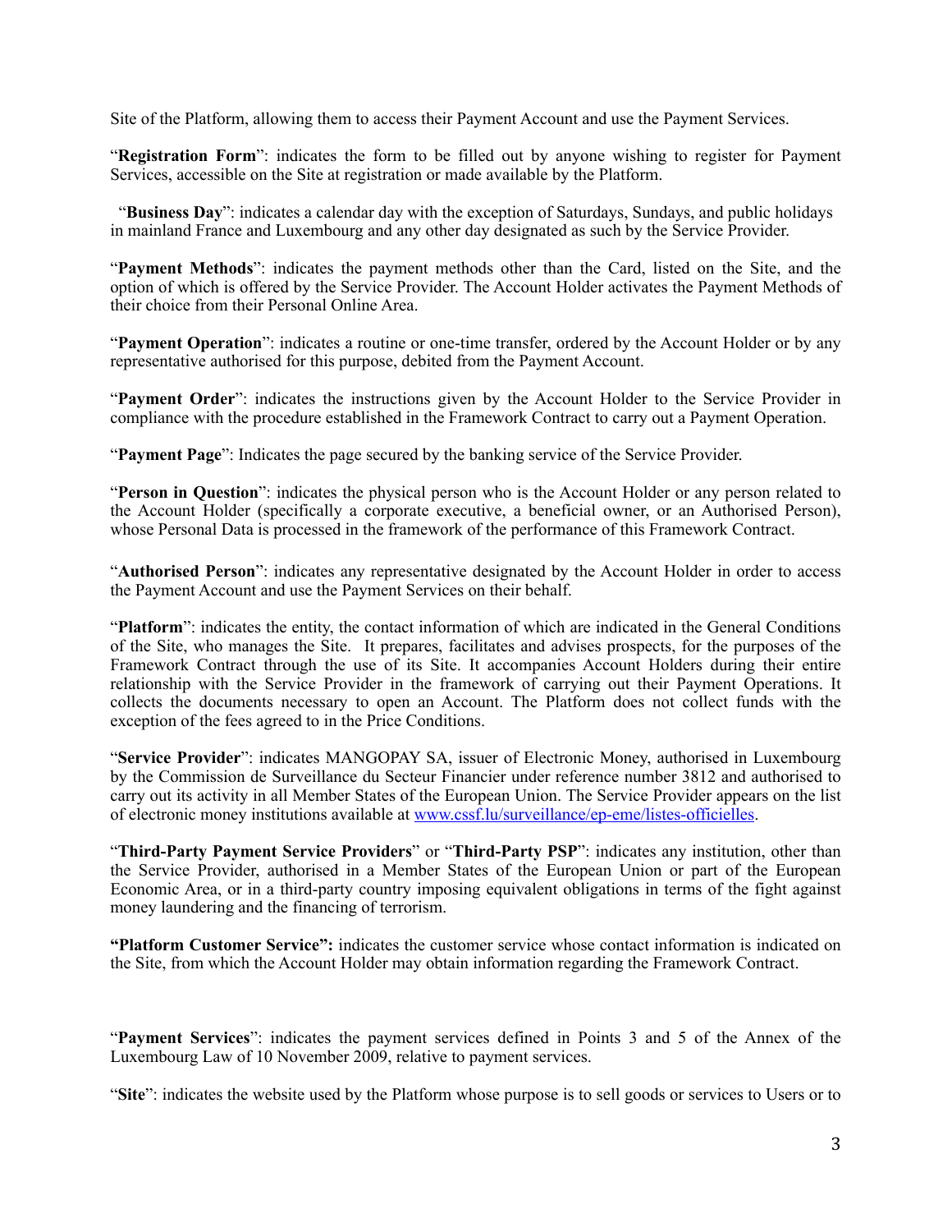Site of the Platform, allowing them to access their Payment Account and use the Payment Services.

"**Registration Form**": indicates the form to be filled out by anyone wishing to register for Payment Services, accessible on the Site at registration or made available by the Platform.

"**Business Day**": indicates a calendar day with the exception of Saturdays, Sundays, and public holidays in mainland France and Luxembourg and any other day designated as such by the Service Provider.

"**Payment Methods**": indicates the payment methods other than the Card, listed on the Site, and the option of which is offered by the Service Provider. The Account Holder activates the Payment Methods of their choice from their Personal Online Area.

"**Payment Operation**": indicates a routine or one-time transfer, ordered by the Account Holder or by any representative authorised for this purpose, debited from the Payment Account.

"**Payment Order**": indicates the instructions given by the Account Holder to the Service Provider in compliance with the procedure established in the Framework Contract to carry out a Payment Operation.

"**Payment Page**": Indicates the page secured by the banking service of the Service Provider.

"**Person in Question**": indicates the physical person who is the Account Holder or any person related to the Account Holder (specifically a corporate executive, a beneficial owner, or an Authorised Person), whose Personal Data is processed in the framework of the performance of this Framework Contract.

"**Authorised Person**": indicates any representative designated by the Account Holder in order to access the Payment Account and use the Payment Services on their behalf.

"**Platform**": indicates the entity, the contact information of which are indicated in the General Conditions of the Site, who manages the Site. It prepares, facilitates and advises prospects, for the purposes of the Framework Contract through the use of its Site. It accompanies Account Holders during their entire relationship with the Service Provider in the framework of carrying out their Payment Operations. It collects the documents necessary to open an Account. The Platform does not collect funds with the exception of the fees agreed to in the Price Conditions.

"**Service Provider**": indicates MANGOPAY SA, issuer of Electronic Money, authorised in Luxembourg by the Commission de Surveillance du Secteur Financier under reference number 3812 and authorised to carry out its activity in all Member States of the European Union. The Service Provider appears on the list of electronic money institutions available at [www.cssf.lu/surveillance/ep-eme/listes-officielles](www.cssf.lu/surveillance/ep-eme/listes-officielles).

"**Third-Party Payment Service Providers**" or "**Third-Party PSP**": indicates any institution, other than the Service Provider, authorised in a Member States of the European Union or part of the European Economic Area, or in a third-party country imposing equivalent obligations in terms of the fight against money laundering and the financing of terrorism.

**"Platform Customer Service":** indicates the customer service whose contact information is indicated on the Site, from which the Account Holder may obtain information regarding the Framework Contract.

"**Payment Services**": indicates the payment services defined in Points 3 and 5 of the Annex of the Luxembourg Law of 10 November 2009, relative to payment services.

"**Site**": indicates the website used by the Platform whose purpose is to sell goods or services to Users or to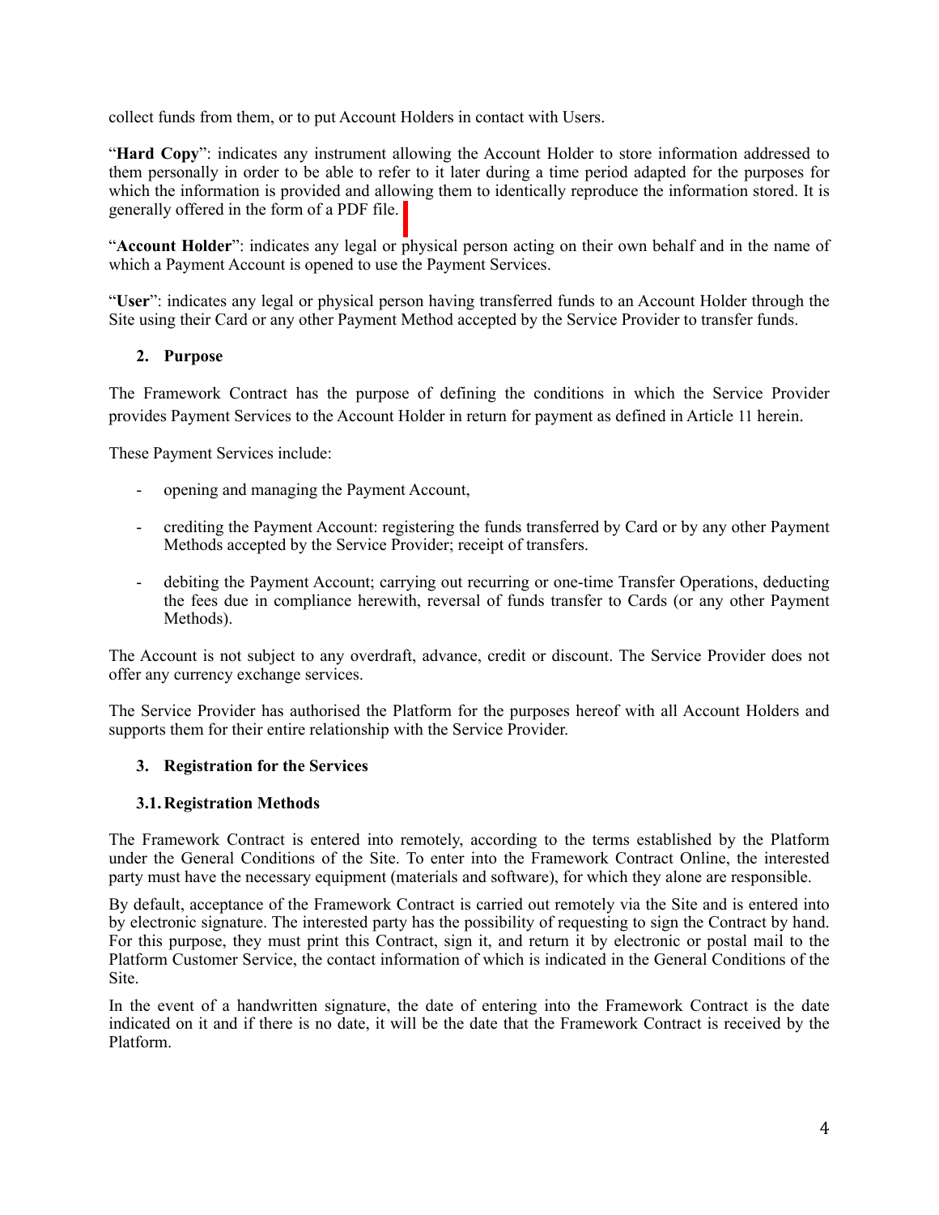collect funds from them, or to put Account Holders in contact with Users.

"**Hard Copy**": indicates any instrument allowing the Account Holder to store information addressed to them personally in order to be able to refer to it later during a time period adapted for the purposes for which the information is provided and allowing them to identically reproduce the information stored. It is generally offered in the form of a PDF file.

"**Account Holder**": indicates any legal or physical person acting on their own behalf and in the name of which a Payment Account is opened to use the Payment Services.

"**User**": indicates any legal or physical person having transferred funds to an Account Holder through the Site using their Card or any other Payment Method accepted by the Service Provider to transfer funds.

## 2. Purpose

The Framework Contract has the purpose of defining the conditions in which the Service Provider provides Payment Services to the Account Holder in return for payment as defined in Article 11 herein.

These Payment Services include:

- opening and managing the Payment Account,
- crediting the Payment Account: registering the funds transferred by Card or by any other Payment Methods accepted by the Service Provider; receipt of transfers.
- debiting the Payment Account; carrying out recurring or one-time Transfer Operations, deducting the fees due in compliance herewith, reversal of funds transfer to Cards (or any other Payment Methods).

The Account is not subject to any overdraft, advance, credit or discount. The Service Provider does not offer any currency exchange services.

The Service Provider has authorised the Platform for the purposes hereof with all Account Holders and supports them for their entire relationship with the Service Provider.

## 3. Registration for the Services

### 3.1. Registration Methods

The Framework Contract is entered into remotely, according to the terms established by the Platform under the General Conditions of the Site. To enter into the Framework Contract Online, the interested party must have the necessary equipment (materials and software), for which they alone are responsible.

By default, acceptance of the Framework Contract is carried out remotely via the Site and is entered into by electronic signature. The interested party has the possibility of requesting to sign the Contract by hand. For this purpose, they must print this Contract, sign it, and return it by electronic or postal mail to the Platform Customer Service, the contact information of which is indicated in the General Conditions of the Site.

In the event of a handwritten signature, the date of entering into the Framework Contract is the date indicated on it and if there is no date, it will be the date that the Framework Contract is received by the Platform.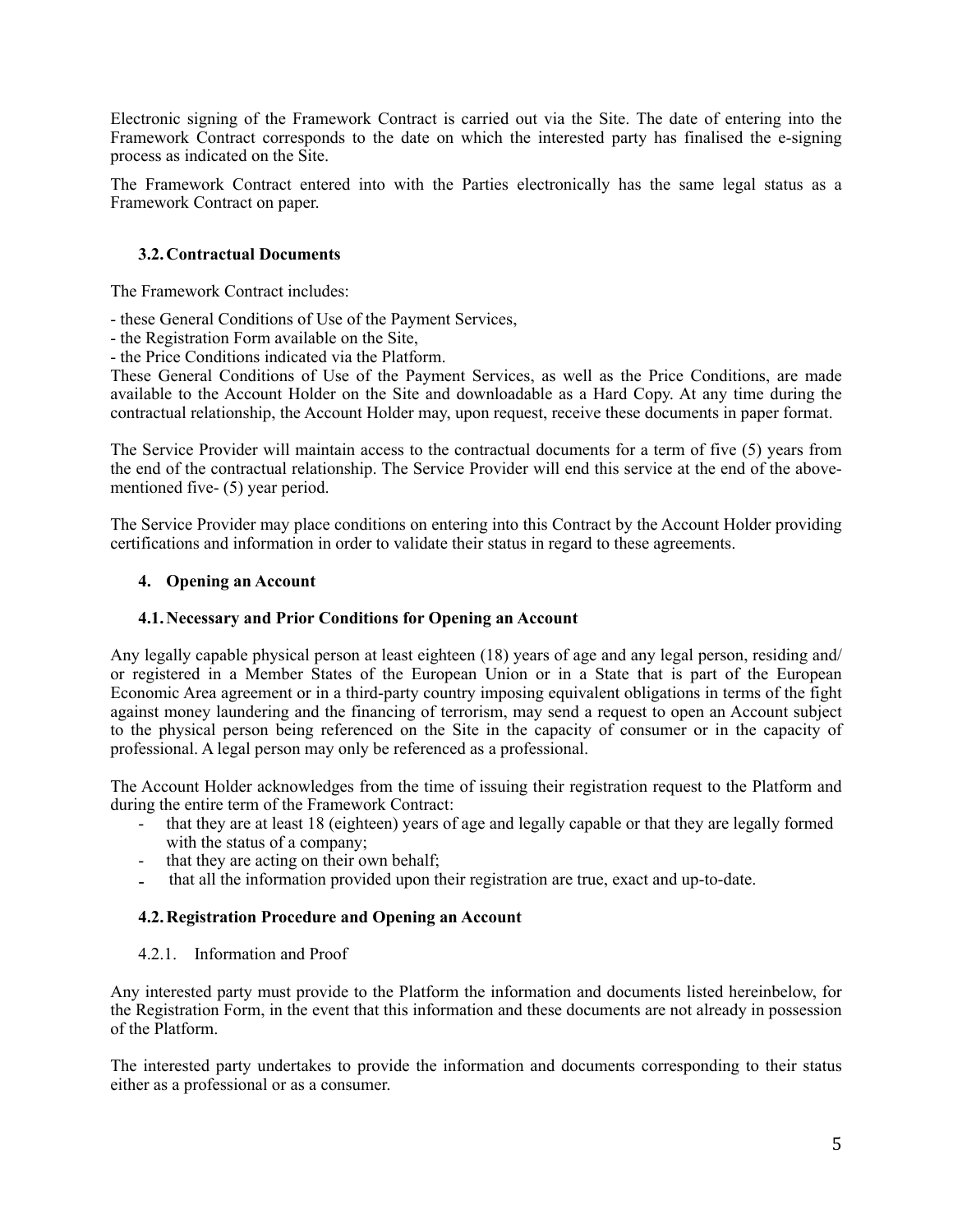Electronic signing of the Framework Contract is carried out via the Site. The date of entering into the Framework Contract corresponds to the date on which the interested party has finalised the e-signing process as indicated on the Site.

The Framework Contract entered into with the Parties electronically has the same legal status as a Framework Contract on paper.

### 3.2. Contractual Documents

The Framework Contract includes:

- these General Conditions of Use of the Payment Services,
- the Registration Form available on the Site,
- the Price Conditions indicated via the Platform.

These General Conditions of Use of the Payment Services, as well as the Price Conditions, are made available to the Account Holder on the Site and downloadable as a Hard Copy. At any time during the contractual relationship, the Account Holder may, upon request, receive these documents in paper format.

The Service Provider will maintain access to the contractual documents for a term of five (5) years from the end of the contractual relationship. The Service Provider will end this service at the end of the above-mentioned five- (5) year period.

The Service Provider may place conditions on entering into this Contract by the Account Holder providing certifications and information in order to validate their status in regard to these agreements.

## 4. Opening an Account

### 4.1. Necessary and Prior Conditions for Opening an Account

Any legally capable physical person at least eighteen (18) years of age and any legal person, residing and/or registered in a Member States of the European Union or in a State that is part of the European Economic Area agreement or in a third-party country imposing equivalent obligations in terms of the fight against money laundering and the financing of terrorism, may send a request to open an Account subject to the physical person being referenced on the Site in the capacity of consumer or in the capacity of professional. A legal person may only be referenced as a professional.

The Account Holder acknowledges from the time of issuing their registration request to the Platform and during the entire term of the Framework Contract:

- that they are at least 18 (eighteen) years of age and legally capable or that they are legally formed with the status of a company;
- that they are acting on their own behalf;
- that all the information provided upon their registration are true, exact and up-to-date.

### 4.2. Registration Procedure and Opening an Account

4.2.1. Information and Proof

Any interested party must provide to the Platform the information and documents listed hereinbelow, for the Registration Form, in the event that this information and these documents are not already in possession of the Platform.

The interested party undertakes to provide the information and documents corresponding to their status either as a professional or as a consumer.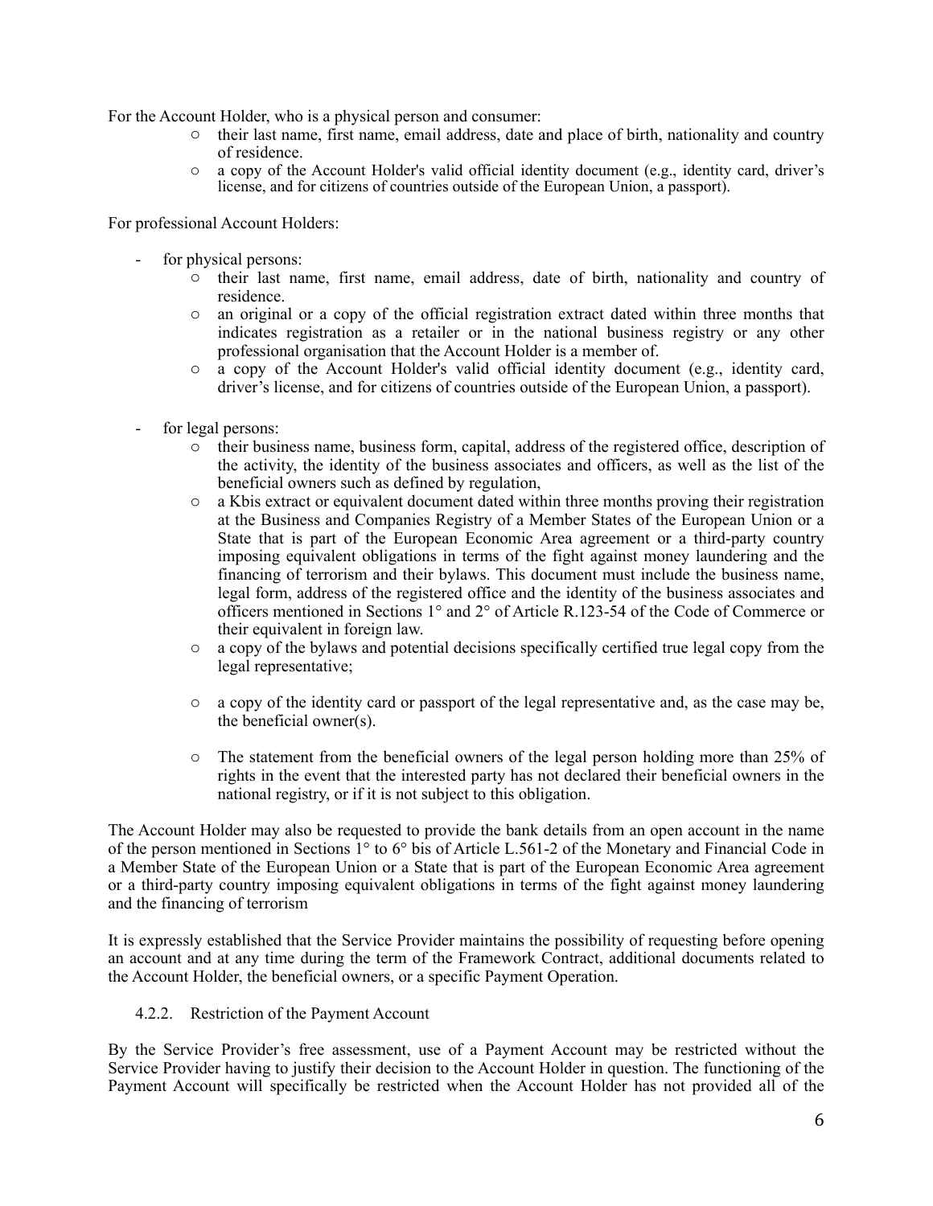For the Account Holder, who is a physical person and consumer:

- their last name, first name, email address, date and place of birth, nationality and country of residence.
- a copy of the Account Holder's valid official identity document (e.g., identity card, driver's license, and for citizens of countries outside of the European Union, a passport).

For professional Account Holders:

- for physical persons:
    - their last name, first name, email address, date of birth, nationality and country of residence.
    - an original or a copy of the official registration extract dated within three months that indicates registration as a retailer or in the national business registry or any other professional organisation that the Account Holder is a member of.
    - a copy of the Account Holder's valid official identity document (e.g., identity card, driver's license, and for citizens of countries outside of the European Union, a passport).

- for legal persons:
    - their business name, business form, capital, address of the registered office, description of the activity, the identity of the business associates and officers, as well as the list of the beneficial owners such as defined by regulation,
    - a Kbis extract or equivalent document dated within three months proving their registration at the Business and Companies Registry of a Member States of the European Union or a State that is part of the European Economic Area agreement or a third-party country imposing equivalent obligations in terms of the fight against money laundering and the financing of terrorism and their bylaws. This document must include the business name, legal form, address of the registered office and the identity of the business associates and officers mentioned in Sections 1° and 2° of Article R.123-54 of the Code of Commerce or their equivalent in foreign law.
    - a copy of the bylaws and potential decisions specifically certified true legal copy from the legal representative;
    - a copy of the identity card or passport of the legal representative and, as the case may be, the beneficial owner(s).
    - The statement from the beneficial owners of the legal person holding more than 25% of rights in the event that the interested party has not declared their beneficial owners in the national registry, or if it is not subject to this obligation.

The Account Holder may also be requested to provide the bank details from an open account in the name of the person mentioned in Sections 1° to 6° bis of Article L.561-2 of the Monetary and Financial Code in a Member State of the European Union or a State that is part of the European Economic Area agreement or a third-party country imposing equivalent obligations in terms of the fight against money laundering and the financing of terrorism

It is expressly established that the Service Provider maintains the possibility of requesting before opening an account and at any time during the term of the Framework Contract, additional documents related to the Account Holder, the beneficial owners, or a specific Payment Operation.

#### 4.2.2. Restriction of the Payment Account

By the Service Provider's free assessment, use of a Payment Account may be restricted without the Service Provider having to justify their decision to the Account Holder in question. The functioning of the Payment Account will specifically be restricted when the Account Holder has not provided all of the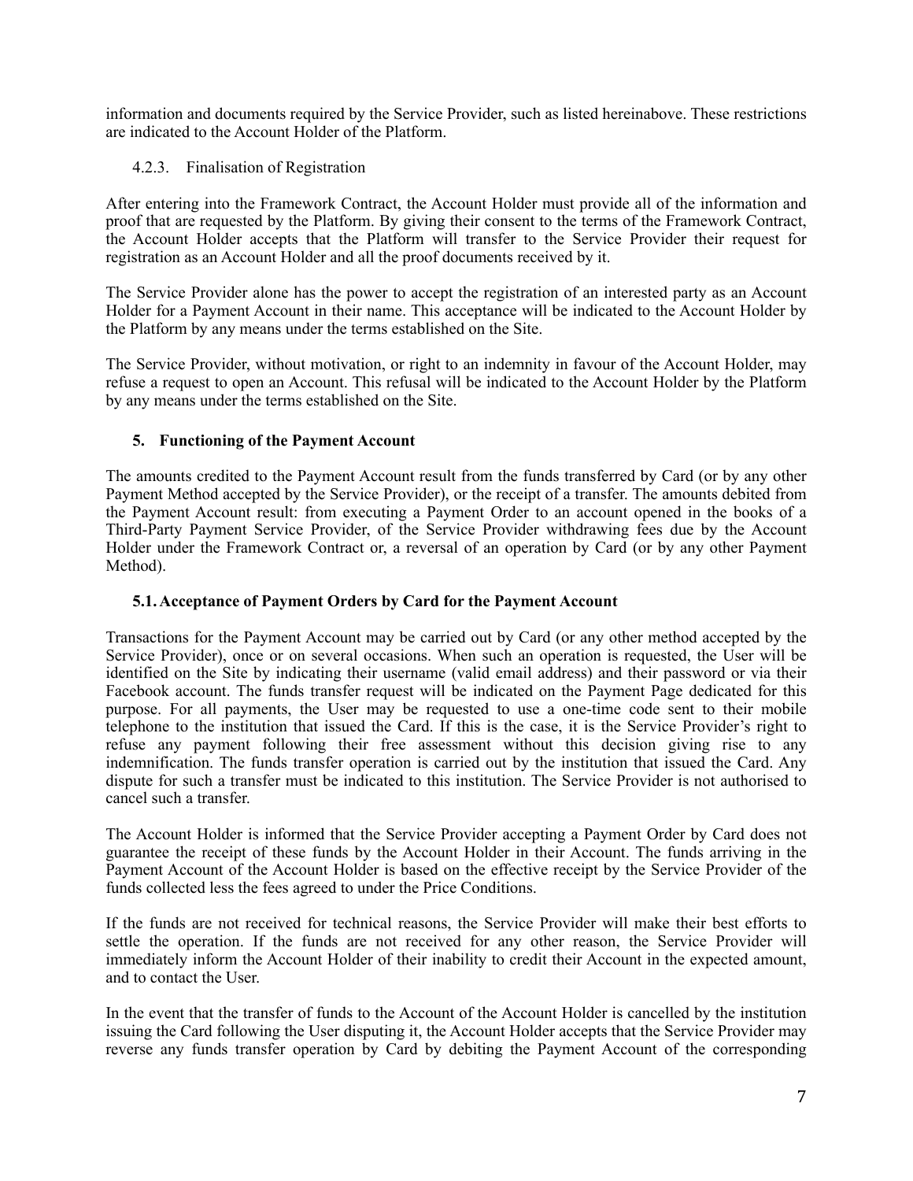information and documents required by the Service Provider, such as listed hereinabove. These restrictions are indicated to the Account Holder of the Platform.

#### 4.2.3. Finalisation of Registration

After entering into the Framework Contract, the Account Holder must provide all of the information and proof that are requested by the Platform. By giving their consent to the terms of the Framework Contract, the Account Holder accepts that the Platform will transfer to the Service Provider their request for registration as an Account Holder and all the proof documents received by it.

The Service Provider alone has the power to accept the registration of an interested party as an Account Holder for a Payment Account in their name. This acceptance will be indicated to the Account Holder by the Platform by any means under the terms established on the Site.

The Service Provider, without motivation, or right to an indemnity in favour of the Account Holder, may refuse a request to open an Account. This refusal will be indicated to the Account Holder by the Platform by any means under the terms established on the Site.

## 5. Functioning of the Payment Account

The amounts credited to the Payment Account result from the funds transferred by Card (or by any other Payment Method accepted by the Service Provider), or the receipt of a transfer. The amounts debited from the Payment Account result: from executing a Payment Order to an account opened in the books of a Third-Party Payment Service Provider, of the Service Provider withdrawing fees due by the Account Holder under the Framework Contract or, a reversal of an operation by Card (or by any other Payment Method).

### 5.1. Acceptance of Payment Orders by Card for the Payment Account

Transactions for the Payment Account may be carried out by Card (or any other method accepted by the Service Provider), once or on several occasions. When such an operation is requested, the User will be identified on the Site by indicating their username (valid email address) and their password or via their Facebook account. The funds transfer request will be indicated on the Payment Page dedicated for this purpose. For all payments, the User may be requested to use a one-time code sent to their mobile telephone to the institution that issued the Card. If this is the case, it is the Service Provider's right to refuse any payment following their free assessment without this decision giving rise to any indemnification. The funds transfer operation is carried out by the institution that issued the Card. Any dispute for such a transfer must be indicated to this institution. The Service Provider is not authorised to cancel such a transfer.

The Account Holder is informed that the Service Provider accepting a Payment Order by Card does not guarantee the receipt of these funds by the Account Holder in their Account. The funds arriving in the Payment Account of the Account Holder is based on the effective receipt by the Service Provider of the funds collected less the fees agreed to under the Price Conditions.

If the funds are not received for technical reasons, the Service Provider will make their best efforts to settle the operation. If the funds are not received for any other reason, the Service Provider will immediately inform the Account Holder of their inability to credit their Account in the expected amount, and to contact the User.

In the event that the transfer of funds to the Account of the Account Holder is cancelled by the institution issuing the Card following the User disputing it, the Account Holder accepts that the Service Provider may reverse any funds transfer operation by Card by debiting the Payment Account of the corresponding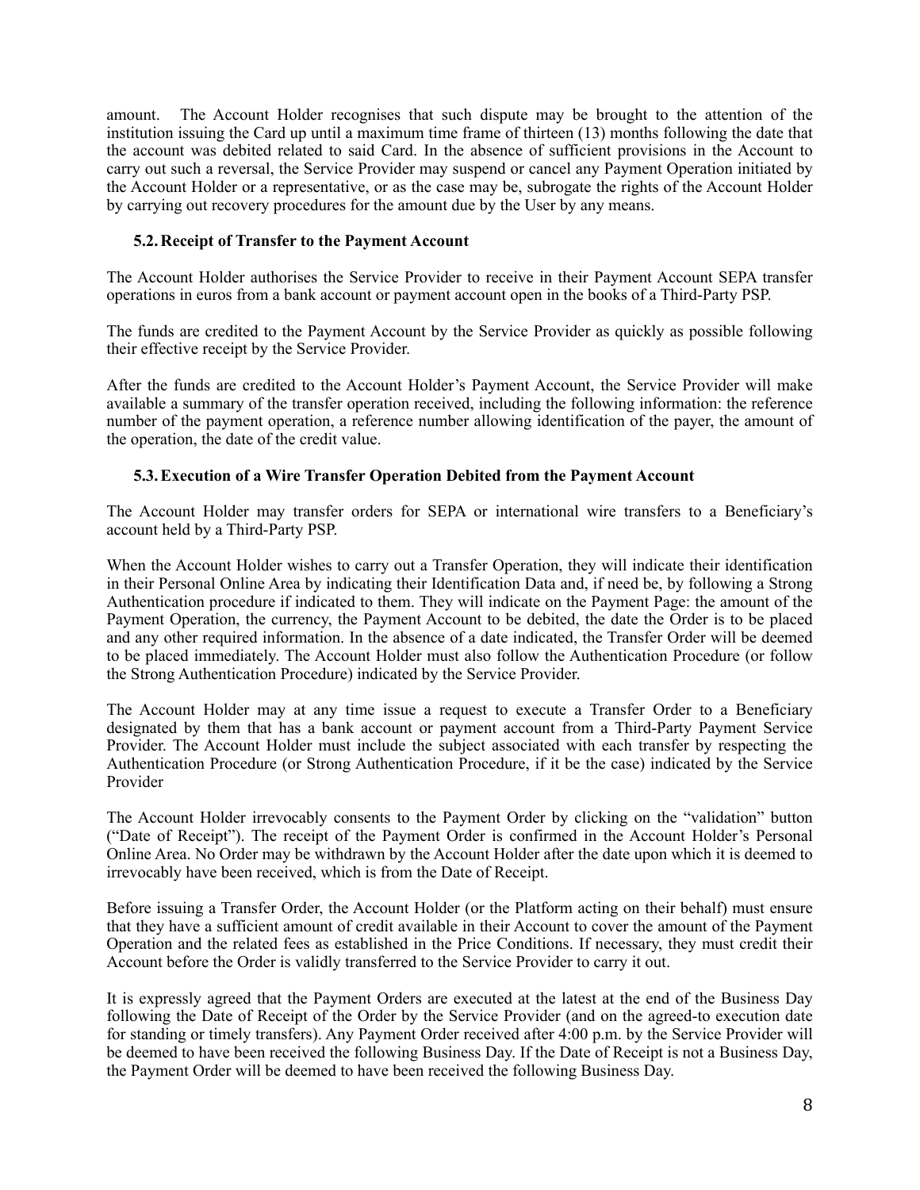amount. The Account Holder recognises that such dispute may be brought to the attention of the institution issuing the Card up until a maximum time frame of thirteen (13) months following the date that the account was debited related to said Card. In the absence of sufficient provisions in the Account to carry out such a reversal, the Service Provider may suspend or cancel any Payment Operation initiated by the Account Holder or a representative, or as the case may be, subrogate the rights of the Account Holder by carrying out recovery procedures for the amount due by the User by any means.

### 5.2. Receipt of Transfer to the Payment Account

The Account Holder authorises the Service Provider to receive in their Payment Account SEPA transfer operations in euros from a bank account or payment account open in the books of a Third-Party PSP.

The funds are credited to the Payment Account by the Service Provider as quickly as possible following their effective receipt by the Service Provider.

After the funds are credited to the Account Holder's Payment Account, the Service Provider will make available a summary of the transfer operation received, including the following information: the reference number of the payment operation, a reference number allowing identification of the payer, the amount of the operation, the date of the credit value.

### 5.3. Execution of a Wire Transfer Operation Debited from the Payment Account

The Account Holder may transfer orders for SEPA or international wire transfers to a Beneficiary's account held by a Third-Party PSP.

When the Account Holder wishes to carry out a Transfer Operation, they will indicate their identification in their Personal Online Area by indicating their Identification Data and, if need be, by following a Strong Authentication procedure if indicated to them. They will indicate on the Payment Page: the amount of the Payment Operation, the currency, the Payment Account to be debited, the date the Order is to be placed and any other required information. In the absence of a date indicated, the Transfer Order will be deemed to be placed immediately. The Account Holder must also follow the Authentication Procedure (or follow the Strong Authentication Procedure) indicated by the Service Provider.

The Account Holder may at any time issue a request to execute a Transfer Order to a Beneficiary designated by them that has a bank account or payment account from a Third-Party Payment Service Provider. The Account Holder must include the subject associated with each transfer by respecting the Authentication Procedure (or Strong Authentication Procedure, if it be the case) indicated by the Service Provider

The Account Holder irrevocably consents to the Payment Order by clicking on the "validation" button ("Date of Receipt"). The receipt of the Payment Order is confirmed in the Account Holder's Personal Online Area. No Order may be withdrawn by the Account Holder after the date upon which it is deemed to irrevocably have been received, which is from the Date of Receipt.

Before issuing a Transfer Order, the Account Holder (or the Platform acting on their behalf) must ensure that they have a sufficient amount of credit available in their Account to cover the amount of the Payment Operation and the related fees as established in the Price Conditions. If necessary, they must credit their Account before the Order is validly transferred to the Service Provider to carry it out.

It is expressly agreed that the Payment Orders are executed at the latest at the end of the Business Day following the Date of Receipt of the Order by the Service Provider (and on the agreed-to execution date for standing or timely transfers). Any Payment Order received after 4:00 p.m. by the Service Provider will be deemed to have been received the following Business Day. If the Date of Receipt is not a Business Day, the Payment Order will be deemed to have been received the following Business Day.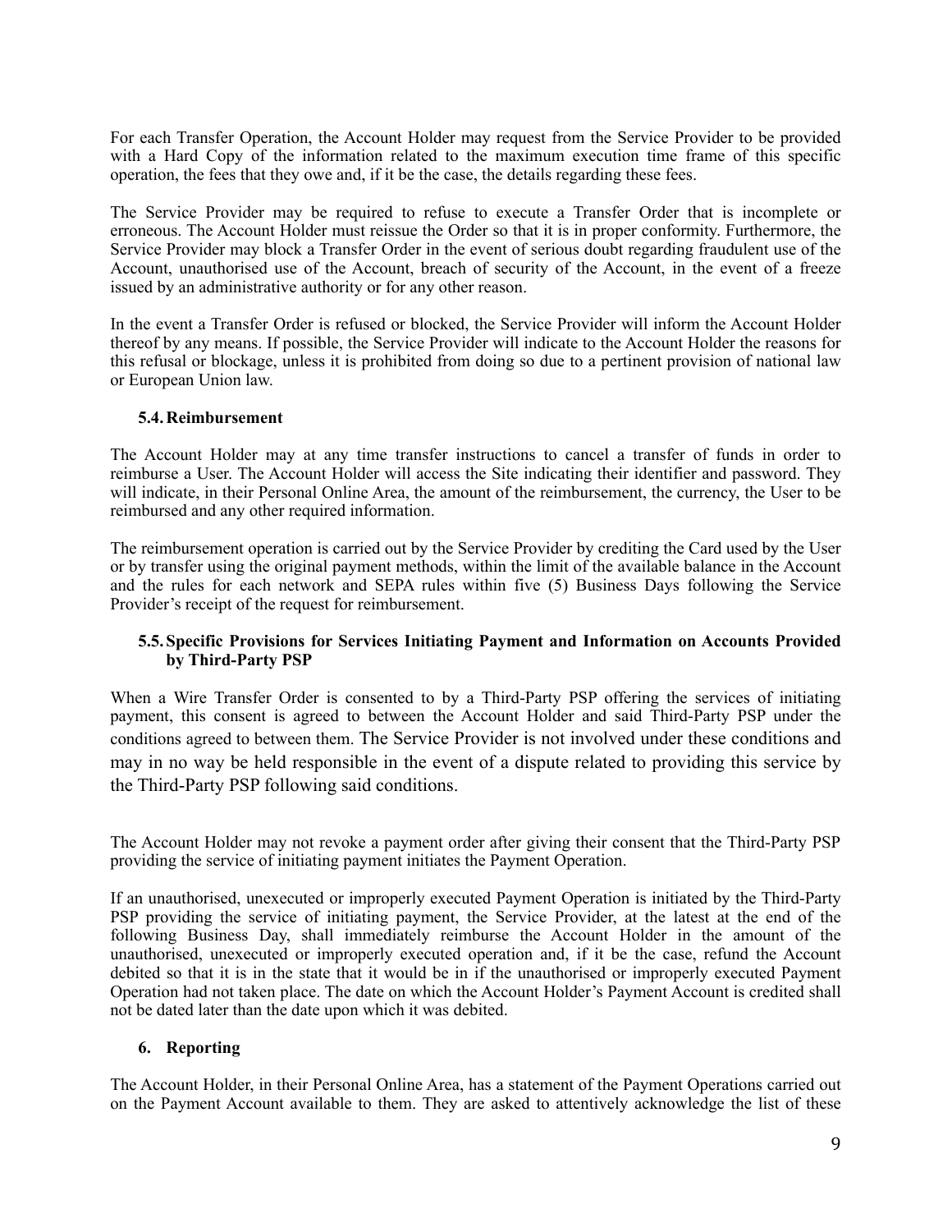For each Transfer Operation, the Account Holder may request from the Service Provider to be provided with a Hard Copy of the information related to the maximum execution time frame of this specific operation, the fees that they owe and, if it be the case, the details regarding these fees.

The Service Provider may be required to refuse to execute a Transfer Order that is incomplete or erroneous. The Account Holder must reissue the Order so that it is in proper conformity. Furthermore, the Service Provider may block a Transfer Order in the event of serious doubt regarding fraudulent use of the Account, unauthorised use of the Account, breach of security of the Account, in the event of a freeze issued by an administrative authority or for any other reason.

In the event a Transfer Order is refused or blocked, the Service Provider will inform the Account Holder thereof by any means. If possible, the Service Provider will indicate to the Account Holder the reasons for this refusal or blockage, unless it is prohibited from doing so due to a pertinent provision of national law or European Union law.

### 5.4. Reimbursement

The Account Holder may at any time transfer instructions to cancel a transfer of funds in order to reimburse a User. The Account Holder will access the Site indicating their identifier and password. They will indicate, in their Personal Online Area, the amount of the reimbursement, the currency, the User to be reimbursed and any other required information.

The reimbursement operation is carried out by the Service Provider by crediting the Card used by the User or by transfer using the original payment methods, within the limit of the available balance in the Account and the rules for each network and SEPA rules within five (5) Business Days following the Service Provider's receipt of the request for reimbursement.

### 5.5. Specific Provisions for Services Initiating Payment and Information on Accounts Provided by Third-Party PSP

When a Wire Transfer Order is consented to by a Third-Party PSP offering the services of initiating payment, this consent is agreed to between the Account Holder and said Third-Party PSP under the conditions agreed to between them. The Service Provider is not involved under these conditions and may in no way be held responsible in the event of a dispute related to providing this service by the Third-Party PSP following said conditions.

The Account Holder may not revoke a payment order after giving their consent that the Third-Party PSP providing the service of initiating payment initiates the Payment Operation.

If an unauthorised, unexecuted or improperly executed Payment Operation is initiated by the Third-Party PSP providing the service of initiating payment, the Service Provider, at the latest at the end of the following Business Day, shall immediately reimburse the Account Holder in the amount of the unauthorised, unexecuted or improperly executed operation and, if it be the case, refund the Account debited so that it is in the state that it would be in if the unauthorised or improperly executed Payment Operation had not taken place. The date on which the Account Holder's Payment Account is credited shall not be dated later than the date upon which it was debited.

## 6. Reporting

The Account Holder, in their Personal Online Area, has a statement of the Payment Operations carried out on the Payment Account available to them. They are asked to attentively acknowledge the list of these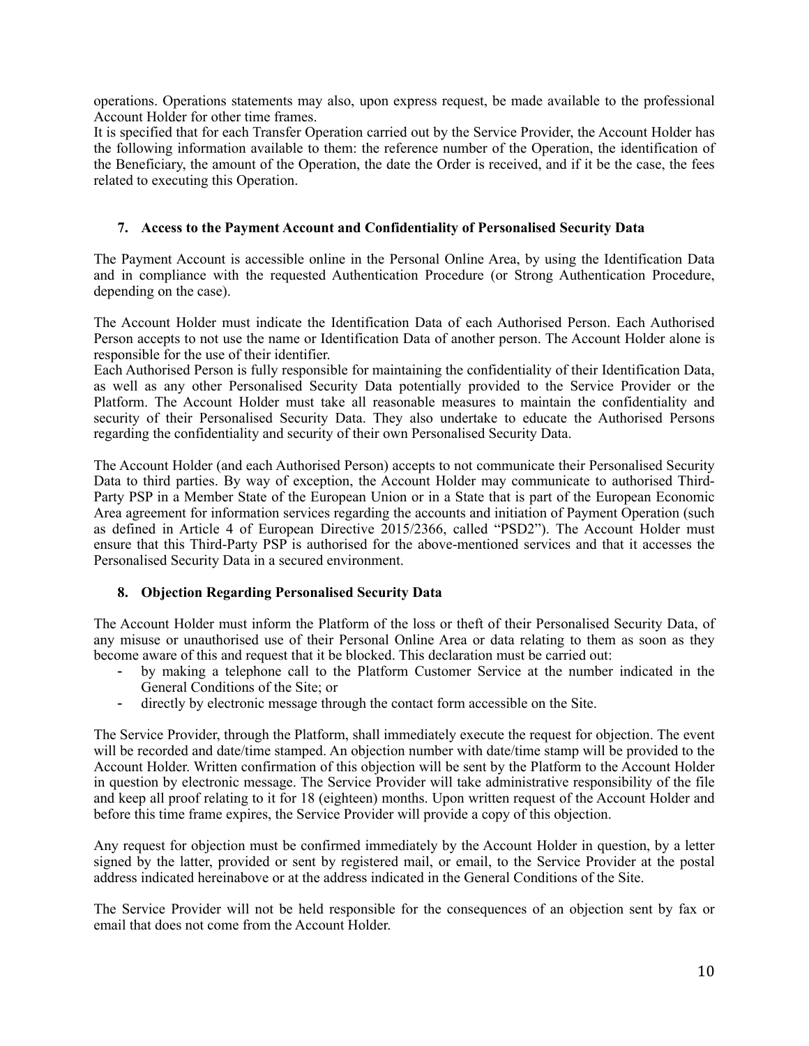operations. Operations statements may also, upon express request, be made available to the professional Account Holder for other time frames.

It is specified that for each Transfer Operation carried out by the Service Provider, the Account Holder has the following information available to them: the reference number of the Operation, the identification of the Beneficiary, the amount of the Operation, the date the Order is received, and if it be the case, the fees related to executing this Operation.

### 7. Access to the Payment Account and Confidentiality of Personalised Security Data

The Payment Account is accessible online in the Personal Online Area, by using the Identification Data and in compliance with the requested Authentication Procedure (or Strong Authentication Procedure, depending on the case).

The Account Holder must indicate the Identification Data of each Authorised Person. Each Authorised Person accepts to not use the name or Identification Data of another person. The Account Holder alone is responsible for the use of their identifier.

Each Authorised Person is fully responsible for maintaining the confidentiality of their Identification Data, as well as any other Personalised Security Data potentially provided to the Service Provider or the Platform. The Account Holder must take all reasonable measures to maintain the confidentiality and security of their Personalised Security Data. They also undertake to educate the Authorised Persons regarding the confidentiality and security of their own Personalised Security Data.

The Account Holder (and each Authorised Person) accepts to not communicate their Personalised Security Data to third parties. By way of exception, the Account Holder may communicate to authorised Third-Party PSP in a Member State of the European Union or in a State that is part of the European Economic Area agreement for information services regarding the accounts and initiation of Payment Operation (such as defined in Article 4 of European Directive 2015/2366, called "PSD2"). The Account Holder must ensure that this Third-Party PSP is authorised for the above-mentioned services and that it accesses the Personalised Security Data in a secured environment.

### 8. Objection Regarding Personalised Security Data

The Account Holder must inform the Platform of the loss or theft of their Personalised Security Data, of any misuse or unauthorised use of their Personal Online Area or data relating to them as soon as they become aware of this and request that it be blocked. This declaration must be carried out:

- by making a telephone call to the Platform Customer Service at the number indicated in the General Conditions of the Site; or
- directly by electronic message through the contact form accessible on the Site.

The Service Provider, through the Platform, shall immediately execute the request for objection. The event will be recorded and date/time stamped. An objection number with date/time stamp will be provided to the Account Holder. Written confirmation of this objection will be sent by the Platform to the Account Holder in question by electronic message. The Service Provider will take administrative responsibility of the file and keep all proof relating to it for 18 (eighteen) months. Upon written request of the Account Holder and before this time frame expires, the Service Provider will provide a copy of this objection.

Any request for objection must be confirmed immediately by the Account Holder in question, by a letter signed by the latter, provided or sent by registered mail, or email, to the Service Provider at the postal address indicated hereinabove or at the address indicated in the General Conditions of the Site.

The Service Provider will not be held responsible for the consequences of an objection sent by fax or email that does not come from the Account Holder.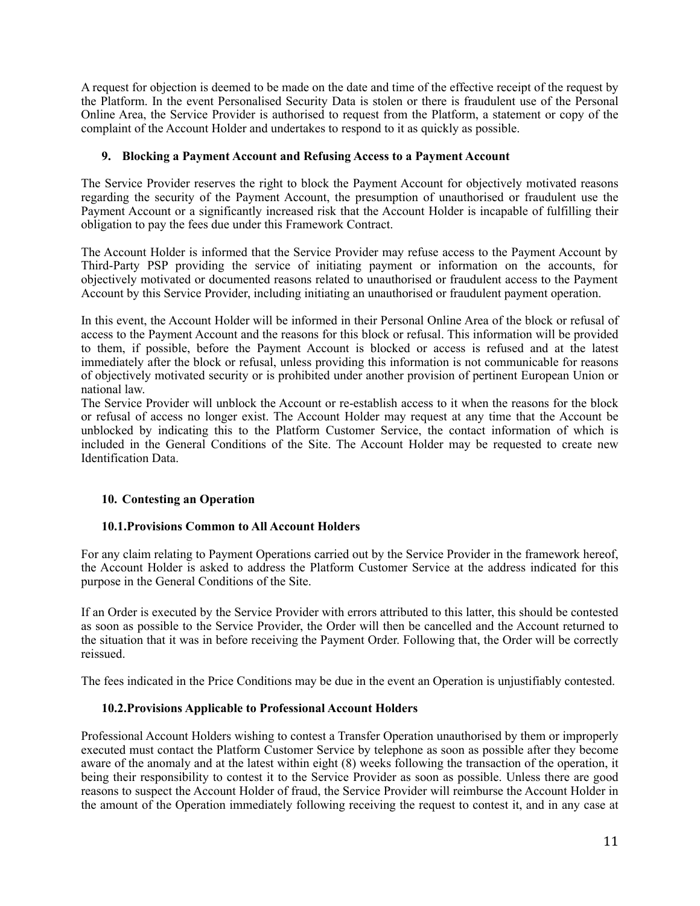A request for objection is deemed to be made on the date and time of the effective receipt of the request by the Platform. In the event Personalised Security Data is stolen or there is fraudulent use of the Personal Online Area, the Service Provider is authorised to request from the Platform, a statement or copy of the complaint of the Account Holder and undertakes to respond to it as quickly as possible.

## 9. Blocking a Payment Account and Refusing Access to a Payment Account

The Service Provider reserves the right to block the Payment Account for objectively motivated reasons regarding the security of the Payment Account, the presumption of unauthorised or fraudulent use the Payment Account or a significantly increased risk that the Account Holder is incapable of fulfilling their obligation to pay the fees due under this Framework Contract.

The Account Holder is informed that the Service Provider may refuse access to the Payment Account by Third-Party PSP providing the service of initiating payment or information on the accounts, for objectively motivated or documented reasons related to unauthorised or fraudulent access to the Payment Account by this Service Provider, including initiating an unauthorised or fraudulent payment operation.

In this event, the Account Holder will be informed in their Personal Online Area of the block or refusal of access to the Payment Account and the reasons for this block or refusal. This information will be provided to them, if possible, before the Payment Account is blocked or access is refused and at the latest immediately after the block or refusal, unless providing this information is not communicable for reasons of objectively motivated security or is prohibited under another provision of pertinent European Union or national law.
The Service Provider will unblock the Account or re-establish access to it when the reasons for the block or refusal of access no longer exist. The Account Holder may request at any time that the Account be unblocked by indicating this to the Platform Customer Service, the contact information of which is included in the General Conditions of the Site. The Account Holder may be requested to create new Identification Data.

## 10. Contesting an Operation

### 10.1. Provisions Common to All Account Holders

For any claim relating to Payment Operations carried out by the Service Provider in the framework hereof, the Account Holder is asked to address the Platform Customer Service at the address indicated for this purpose in the General Conditions of the Site.

If an Order is executed by the Service Provider with errors attributed to this latter, this should be contested as soon as possible to the Service Provider, the Order will then be cancelled and the Account returned to the situation that it was in before receiving the Payment Order. Following that, the Order will be correctly reissued.

The fees indicated in the Price Conditions may be due in the event an Operation is unjustifiably contested.

### 10.2. Provisions Applicable to Professional Account Holders

Professional Account Holders wishing to contest a Transfer Operation unauthorised by them or improperly executed must contact the Platform Customer Service by telephone as soon as possible after they become aware of the anomaly and at the latest within eight (8) weeks following the transaction of the operation, it being their responsibility to contest it to the Service Provider as soon as possible. Unless there are good reasons to suspect the Account Holder of fraud, the Service Provider will reimburse the Account Holder in the amount of the Operation immediately following receiving the request to contest it, and in any case at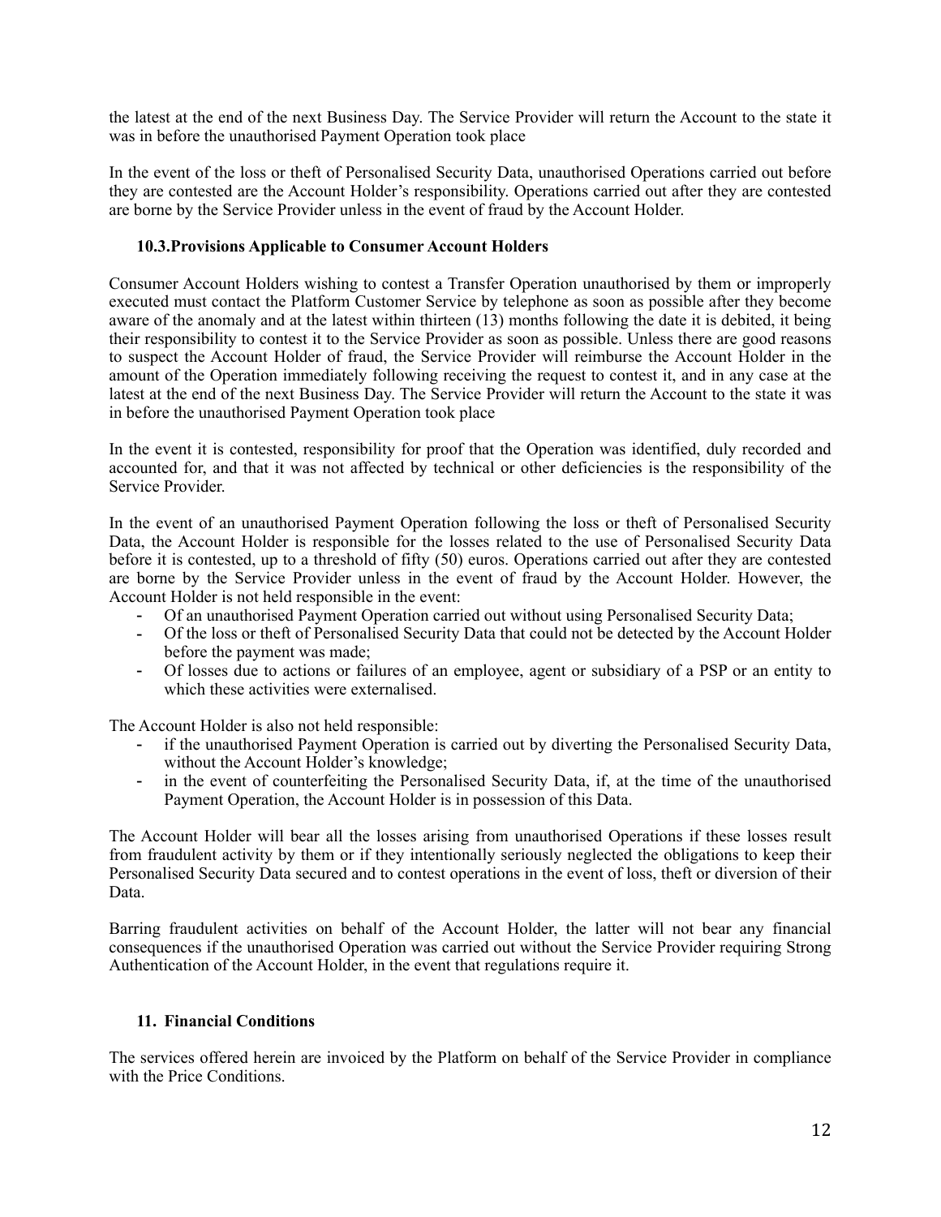the latest at the end of the next Business Day. The Service Provider will return the Account to the state it was in before the unauthorised Payment Operation took place

In the event of the loss or theft of Personalised Security Data, unauthorised Operations carried out before they are contested are the Account Holder's responsibility. Operations carried out after they are contested are borne by the Service Provider unless in the event of fraud by the Account Holder.

### 10.3. Provisions Applicable to Consumer Account Holders

Consumer Account Holders wishing to contest a Transfer Operation unauthorised by them or improperly executed must contact the Platform Customer Service by telephone as soon as possible after they become aware of the anomaly and at the latest within thirteen (13) months following the date it is debited, it being their responsibility to contest it to the Service Provider as soon as possible. Unless there are good reasons to suspect the Account Holder of fraud, the Service Provider will reimburse the Account Holder in the amount of the Operation immediately following receiving the request to contest it, and in any case at the latest at the end of the next Business Day. The Service Provider will return the Account to the state it was in before the unauthorised Payment Operation took place

In the event it is contested, responsibility for proof that the Operation was identified, duly recorded and accounted for, and that it was not affected by technical or other deficiencies is the responsibility of the Service Provider.

In the event of an unauthorised Payment Operation following the loss or theft of Personalised Security Data, the Account Holder is responsible for the losses related to the use of Personalised Security Data before it is contested, up to a threshold of fifty (50) euros. Operations carried out after they are contested are borne by the Service Provider unless in the event of fraud by the Account Holder. However, the Account Holder is not held responsible in the event:

- Of an unauthorised Payment Operation carried out without using Personalised Security Data;
- Of the loss or theft of Personalised Security Data that could not be detected by the Account Holder before the payment was made;
- Of losses due to actions or failures of an employee, agent or subsidiary of a PSP or an entity to which these activities were externalised.

The Account Holder is also not held responsible:

- if the unauthorised Payment Operation is carried out by diverting the Personalised Security Data, without the Account Holder's knowledge;
- in the event of counterfeiting the Personalised Security Data, if, at the time of the unauthorised Payment Operation, the Account Holder is in possession of this Data.

The Account Holder will bear all the losses arising from unauthorised Operations if these losses result from fraudulent activity by them or if they intentionally seriously neglected the obligations to keep their Personalised Security Data secured and to contest operations in the event of loss, theft or diversion of their Data.

Barring fraudulent activities on behalf of the Account Holder, the latter will not bear any financial consequences if the unauthorised Operation was carried out without the Service Provider requiring Strong Authentication of the Account Holder, in the event that regulations require it.

## 11. Financial Conditions

The services offered herein are invoiced by the Platform on behalf of the Service Provider in compliance with the Price Conditions.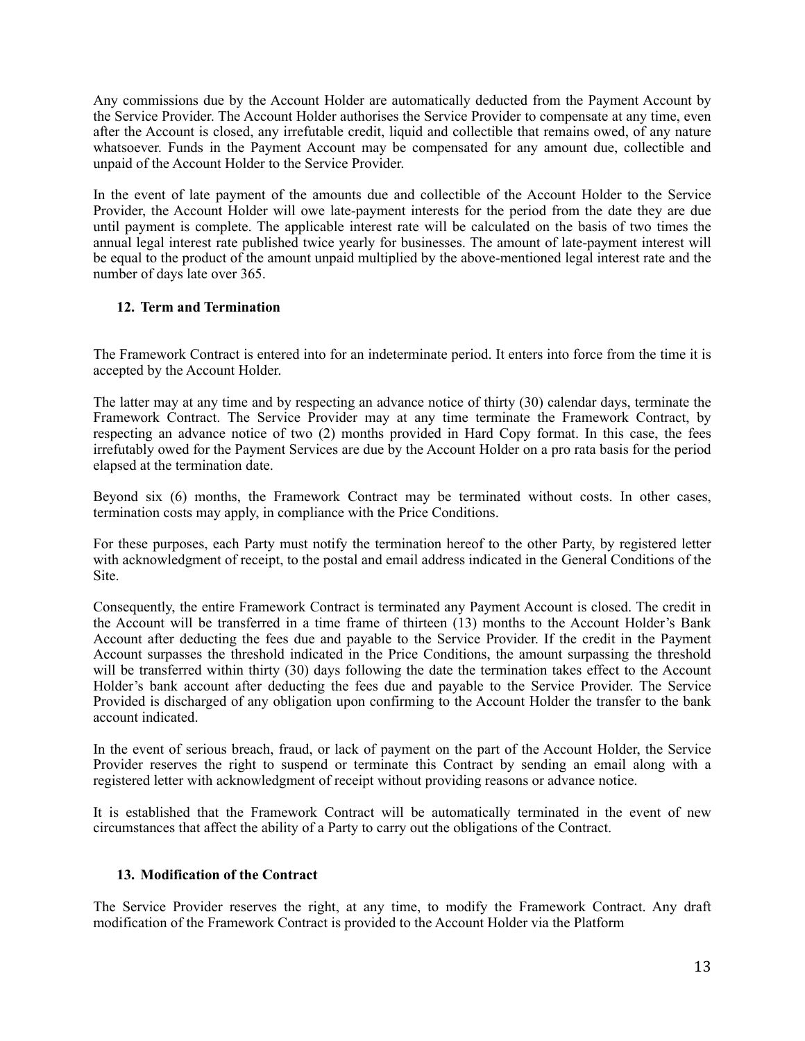Any commissions due by the Account Holder are automatically deducted from the Payment Account by the Service Provider. The Account Holder authorises the Service Provider to compensate at any time, even after the Account is closed, any irrefutable credit, liquid and collectible that remains owed, of any nature whatsoever. Funds in the Payment Account may be compensated for any amount due, collectible and unpaid of the Account Holder to the Service Provider.

In the event of late payment of the amounts due and collectible of the Account Holder to the Service Provider, the Account Holder will owe late-payment interests for the period from the date they are due until payment is complete. The applicable interest rate will be calculated on the basis of two times the annual legal interest rate published twice yearly for businesses. The amount of late-payment interest will be equal to the product of the amount unpaid multiplied by the above-mentioned legal interest rate and the number of days late over 365.

## 12. Term and Termination

The Framework Contract is entered into for an indeterminate period. It enters into force from the time it is accepted by the Account Holder.

The latter may at any time and by respecting an advance notice of thirty (30) calendar days, terminate the Framework Contract. The Service Provider may at any time terminate the Framework Contract, by respecting an advance notice of two (2) months provided in Hard Copy format. In this case, the fees irrefutably owed for the Payment Services are due by the Account Holder on a pro rata basis for the period elapsed at the termination date.

Beyond six (6) months, the Framework Contract may be terminated without costs. In other cases, termination costs may apply, in compliance with the Price Conditions.

For these purposes, each Party must notify the termination hereof to the other Party, by registered letter with acknowledgment of receipt, to the postal and email address indicated in the General Conditions of the Site.

Consequently, the entire Framework Contract is terminated any Payment Account is closed. The credit in the Account will be transferred in a time frame of thirteen (13) months to the Account Holder's Bank Account after deducting the fees due and payable to the Service Provider. If the credit in the Payment Account surpasses the threshold indicated in the Price Conditions, the amount surpassing the threshold will be transferred within thirty (30) days following the date the termination takes effect to the Account Holder's bank account after deducting the fees due and payable to the Service Provider. The Service Provided is discharged of any obligation upon confirming to the Account Holder the transfer to the bank account indicated.

In the event of serious breach, fraud, or lack of payment on the part of the Account Holder, the Service Provider reserves the right to suspend or terminate this Contract by sending an email along with a registered letter with acknowledgment of receipt without providing reasons or advance notice.

It is established that the Framework Contract will be automatically terminated in the event of new circumstances that affect the ability of a Party to carry out the obligations of the Contract.

## 13. Modification of the Contract

The Service Provider reserves the right, at any time, to modify the Framework Contract. Any draft modification of the Framework Contract is provided to the Account Holder via the Platform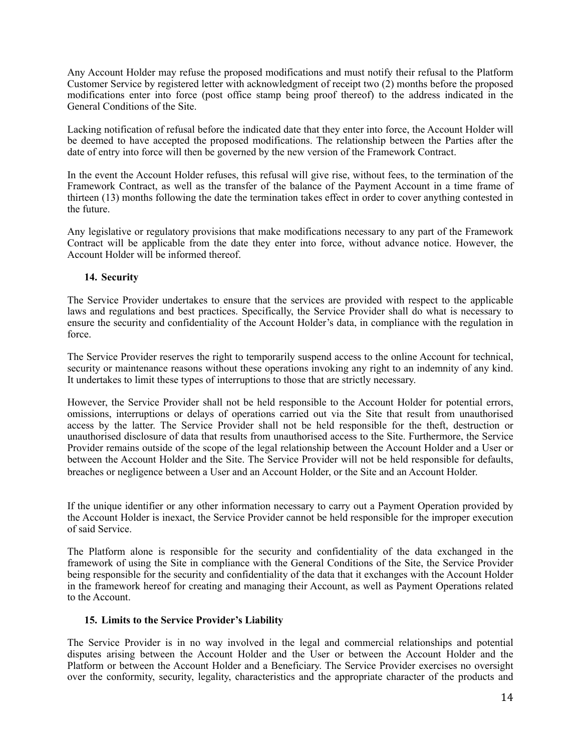Any Account Holder may refuse the proposed modifications and must notify their refusal to the Platform Customer Service by registered letter with acknowledgment of receipt two (2) months before the proposed modifications enter into force (post office stamp being proof thereof) to the address indicated in the General Conditions of the Site.

Lacking notification of refusal before the indicated date that they enter into force, the Account Holder will be deemed to have accepted the proposed modifications. The relationship between the Parties after the date of entry into force will then be governed by the new version of the Framework Contract.

In the event the Account Holder refuses, this refusal will give rise, without fees, to the termination of the Framework Contract, as well as the transfer of the balance of the Payment Account in a time frame of thirteen (13) months following the date the termination takes effect in order to cover anything contested in the future.

Any legislative or regulatory provisions that make modifications necessary to any part of the Framework Contract will be applicable from the date they enter into force, without advance notice. However, the Account Holder will be informed thereof.

## 14. Security

The Service Provider undertakes to ensure that the services are provided with respect to the applicable laws and regulations and best practices. Specifically, the Service Provider shall do what is necessary to ensure the security and confidentiality of the Account Holder's data, in compliance with the regulation in force.

The Service Provider reserves the right to temporarily suspend access to the online Account for technical, security or maintenance reasons without these operations invoking any right to an indemnity of any kind. It undertakes to limit these types of interruptions to those that are strictly necessary.

However, the Service Provider shall not be held responsible to the Account Holder for potential errors, omissions, interruptions or delays of operations carried out via the Site that result from unauthorised access by the latter. The Service Provider shall not be held responsible for the theft, destruction or unauthorised disclosure of data that results from unauthorised access to the Site. Furthermore, the Service Provider remains outside of the scope of the legal relationship between the Account Holder and a User or between the Account Holder and the Site. The Service Provider will not be held responsible for defaults, breaches or negligence between a User and an Account Holder, or the Site and an Account Holder.

If the unique identifier or any other information necessary to carry out a Payment Operation provided by the Account Holder is inexact, the Service Provider cannot be held responsible for the improper execution of said Service.

The Platform alone is responsible for the security and confidentiality of the data exchanged in the framework of using the Site in compliance with the General Conditions of the Site, the Service Provider being responsible for the security and confidentiality of the data that it exchanges with the Account Holder in the framework hereof for creating and managing their Account, as well as Payment Operations related to the Account.

## 15. Limits to the Service Provider's Liability

The Service Provider is in no way involved in the legal and commercial relationships and potential disputes arising between the Account Holder and the User or between the Account Holder and the Platform or between the Account Holder and a Beneficiary. The Service Provider exercises no oversight over the conformity, security, legality, characteristics and the appropriate character of the products and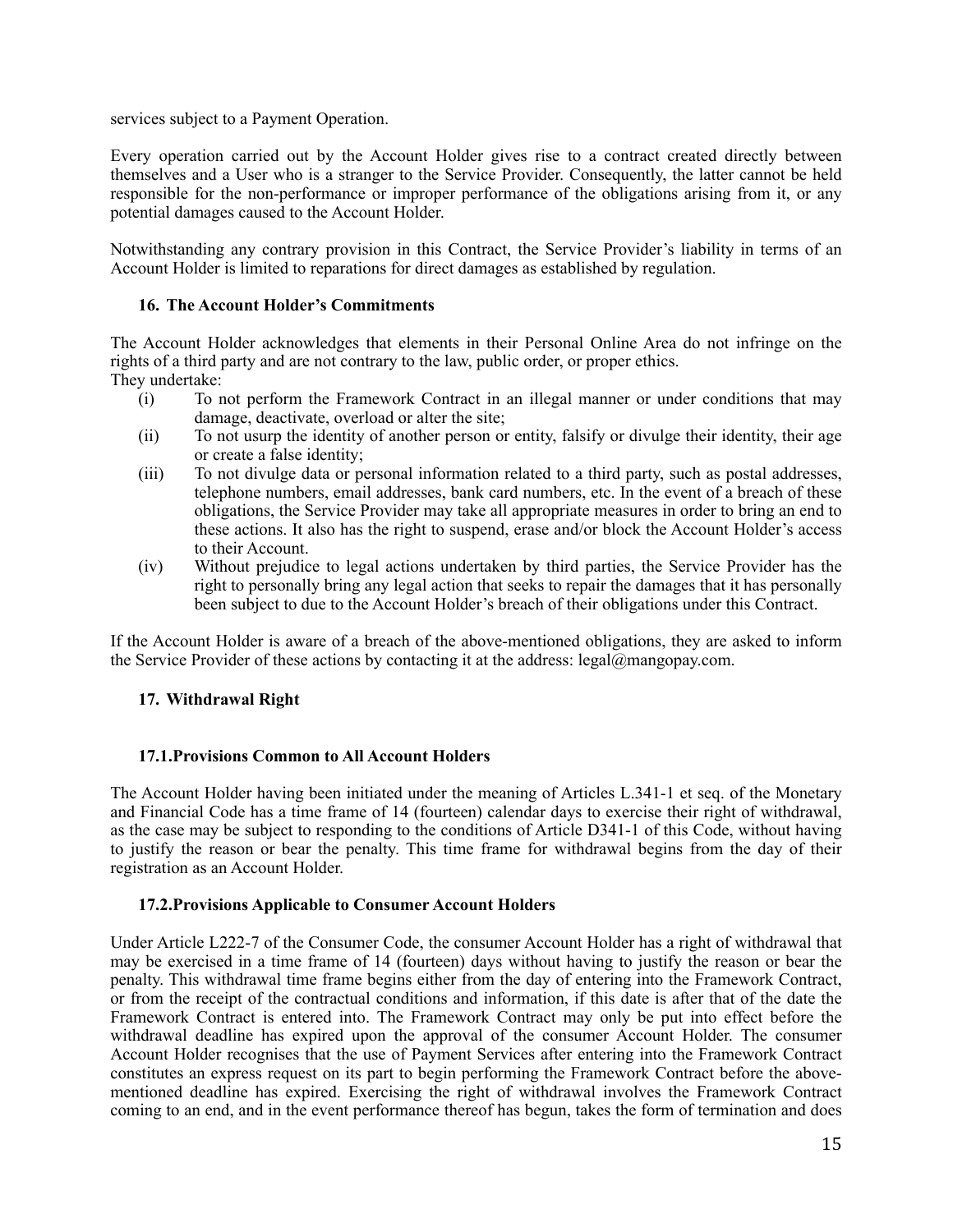services subject to a Payment Operation.

Every operation carried out by the Account Holder gives rise to a contract created directly between themselves and a User who is a stranger to the Service Provider. Consequently, the latter cannot be held responsible for the non-performance or improper performance of the obligations arising from it, or any potential damages caused to the Account Holder.

Notwithstanding any contrary provision in this Contract, the Service Provider's liability in terms of an Account Holder is limited to reparations for direct damages as established by regulation.

### 16. The Account Holder's Commitments

The Account Holder acknowledges that elements in their Personal Online Area do not infringe on the rights of a third party and are not contrary to the law, public order, or proper ethics.
They undertake:

(i) To not perform the Framework Contract in an illegal manner or under conditions that may damage, deactivate, overload or alter the site;

(ii) To not usurp the identity of another person or entity, falsify or divulge their identity, their age or create a false identity;

(iii) To not divulge data or personal information related to a third party, such as postal addresses, telephone numbers, email addresses, bank card numbers, etc. In the event of a breach of these obligations, the Service Provider may take all appropriate measures in order to bring an end to these actions. It also has the right to suspend, erase and/or block the Account Holder's access to their Account.

(iv) Without prejudice to legal actions undertaken by third parties, the Service Provider has the right to personally bring any legal action that seeks to repair the damages that it has personally been subject to due to the Account Holder's breach of their obligations under this Contract.

If the Account Holder is aware of a breach of the above-mentioned obligations, they are asked to inform the Service Provider of these actions by contacting it at the address: legal@mangopay.com.

### 17. Withdrawal Right

#### 17.1. Provisions Common to All Account Holders

The Account Holder having been initiated under the meaning of Articles L.341-1 et seq. of the Monetary and Financial Code has a time frame of 14 (fourteen) calendar days to exercise their right of withdrawal, as the case may be subject to responding to the conditions of Article D341-1 of this Code, without having to justify the reason or bear the penalty. This time frame for withdrawal begins from the day of their registration as an Account Holder.

#### 17.2. Provisions Applicable to Consumer Account Holders

Under Article L222-7 of the Consumer Code, the consumer Account Holder has a right of withdrawal that may be exercised in a time frame of 14 (fourteen) days without having to justify the reason or bear the penalty. This withdrawal time frame begins either from the day of entering into the Framework Contract, or from the receipt of the contractual conditions and information, if this date is after that of the date the Framework Contract is entered into. The Framework Contract may only be put into effect before the withdrawal deadline has expired upon the approval of the consumer Account Holder. The consumer Account Holder recognises that the use of Payment Services after entering into the Framework Contract constitutes an express request on its part to begin performing the Framework Contract before the above-mentioned deadline has expired. Exercising the right of withdrawal involves the Framework Contract coming to an end, and in the event performance thereof has begun, takes the form of termination and does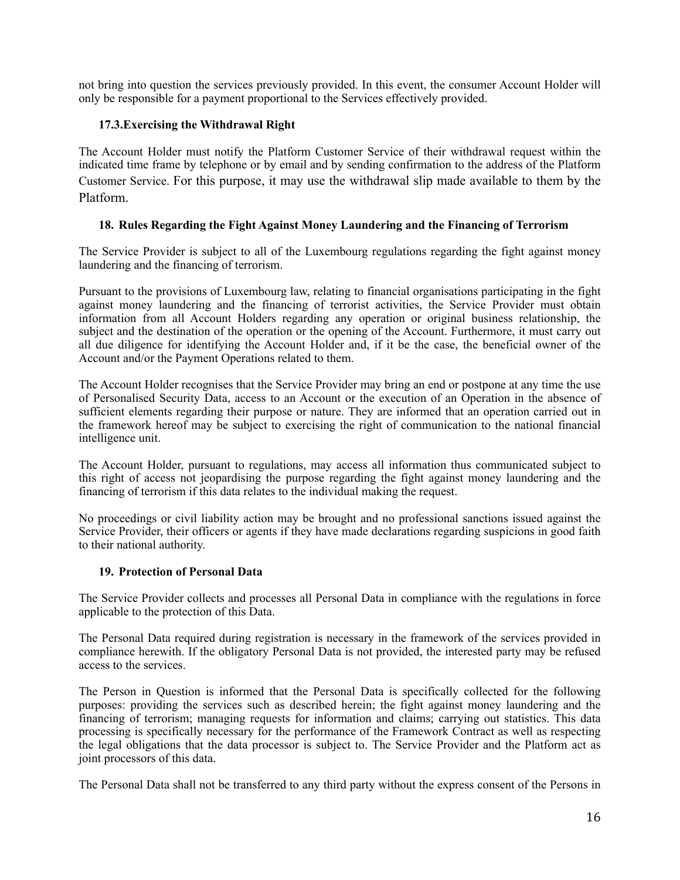not bring into question the services previously provided. In this event, the consumer Account Holder will only be responsible for a payment proportional to the Services effectively provided.

### 17.3. Exercising the Withdrawal Right

The Account Holder must notify the Platform Customer Service of their withdrawal request within the indicated time frame by telephone or by email and by sending confirmation to the address of the Platform Customer Service. For this purpose, it may use the withdrawal slip made available to them by the Platform.

## 18. Rules Regarding the Fight Against Money Laundering and the Financing of Terrorism

The Service Provider is subject to all of the Luxembourg regulations regarding the fight against money laundering and the financing of terrorism.

Pursuant to the provisions of Luxembourg law, relating to financial organisations participating in the fight against money laundering and the financing of terrorist activities, the Service Provider must obtain information from all Account Holders regarding any operation or original business relationship, the subject and the destination of the operation or the opening of the Account. Furthermore, it must carry out all due diligence for identifying the Account Holder and, if it be the case, the beneficial owner of the Account and/or the Payment Operations related to them.

The Account Holder recognises that the Service Provider may bring an end or postpone at any time the use of Personalised Security Data, access to an Account or the execution of an Operation in the absence of sufficient elements regarding their purpose or nature. They are informed that an operation carried out in the framework hereof may be subject to exercising the right of communication to the national financial intelligence unit.

The Account Holder, pursuant to regulations, may access all information thus communicated subject to this right of access not jeopardising the purpose regarding the fight against money laundering and the financing of terrorism if this data relates to the individual making the request.

No proceedings or civil liability action may be brought and no professional sanctions issued against the Service Provider, their officers or agents if they have made declarations regarding suspicions in good faith to their national authority.

## 19. Protection of Personal Data

The Service Provider collects and processes all Personal Data in compliance with the regulations in force applicable to the protection of this Data.

The Personal Data required during registration is necessary in the framework of the services provided in compliance herewith. If the obligatory Personal Data is not provided, the interested party may be refused access to the services.

The Person in Question is informed that the Personal Data is specifically collected for the following purposes: providing the services such as described herein; the fight against money laundering and the financing of terrorism; managing requests for information and claims; carrying out statistics. This data processing is specifically necessary for the performance of the Framework Contract as well as respecting the legal obligations that the data processor is subject to. The Service Provider and the Platform act as joint processors of this data.

The Personal Data shall not be transferred to any third party without the express consent of the Persons in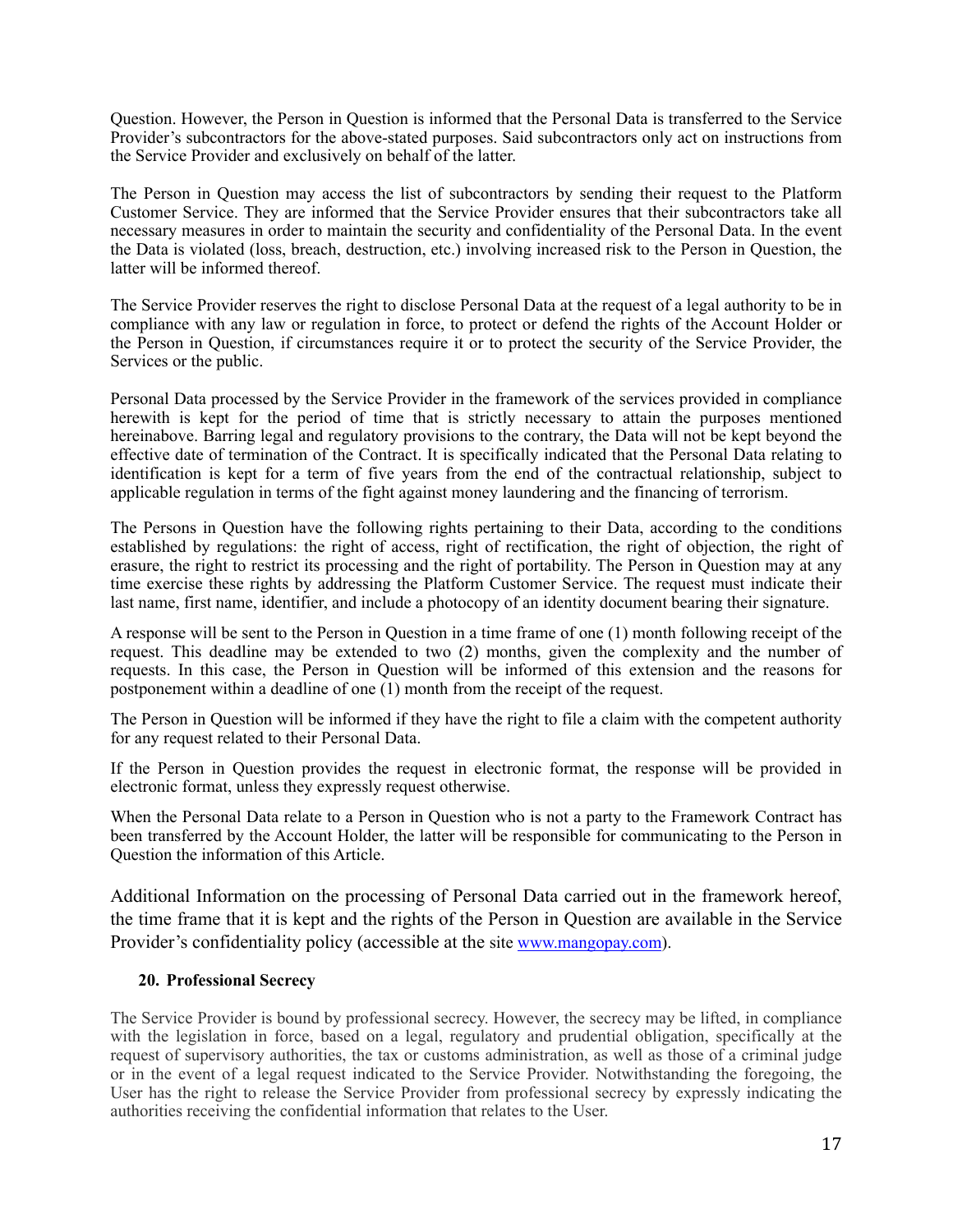Question. However, the Person in Question is informed that the Personal Data is transferred to the Service Provider's subcontractors for the above-stated purposes. Said subcontractors only act on instructions from the Service Provider and exclusively on behalf of the latter.

The Person in Question may access the list of subcontractors by sending their request to the Platform Customer Service. They are informed that the Service Provider ensures that their subcontractors take all necessary measures in order to maintain the security and confidentiality of the Personal Data. In the event the Data is violated (loss, breach, destruction, etc.) involving increased risk to the Person in Question, the latter will be informed thereof.

The Service Provider reserves the right to disclose Personal Data at the request of a legal authority to be in compliance with any law or regulation in force, to protect or defend the rights of the Account Holder or the Person in Question, if circumstances require it or to protect the security of the Service Provider, the Services or the public.

Personal Data processed by the Service Provider in the framework of the services provided in compliance herewith is kept for the period of time that is strictly necessary to attain the purposes mentioned hereinabove. Barring legal and regulatory provisions to the contrary, the Data will not be kept beyond the effective date of termination of the Contract. It is specifically indicated that the Personal Data relating to identification is kept for a term of five years from the end of the contractual relationship, subject to applicable regulation in terms of the fight against money laundering and the financing of terrorism.

The Persons in Question have the following rights pertaining to their Data, according to the conditions established by regulations: the right of access, right of rectification, the right of objection, the right of erasure, the right to restrict its processing and the right of portability. The Person in Question may at any time exercise these rights by addressing the Platform Customer Service. The request must indicate their last name, first name, identifier, and include a photocopy of an identity document bearing their signature.

A response will be sent to the Person in Question in a time frame of one (1) month following receipt of the request. This deadline may be extended to two (2) months, given the complexity and the number of requests. In this case, the Person in Question will be informed of this extension and the reasons for postponement within a deadline of one (1) month from the receipt of the request.

The Person in Question will be informed if they have the right to file a claim with the competent authority for any request related to their Personal Data.

If the Person in Question provides the request in electronic format, the response will be provided in electronic format, unless they expressly request otherwise.

When the Personal Data relate to a Person in Question who is not a party to the Framework Contract has been transferred by the Account Holder, the latter will be responsible for communicating to the Person in Question the information of this Article.

Additional Information on the processing of Personal Data carried out in the framework hereof, the time frame that it is kept and the rights of the Person in Question are available in the Service Provider's confidentiality policy (accessible at the site www.mangopay.com).

## 20. Professional Secrecy

The Service Provider is bound by professional secrecy. However, the secrecy may be lifted, in compliance with the legislation in force, based on a legal, regulatory and prudential obligation, specifically at the request of supervisory authorities, the tax or customs administration, as well as those of a criminal judge or in the event of a legal request indicated to the Service Provider. Notwithstanding the foregoing, the User has the right to release the Service Provider from professional secrecy by expressly indicating the authorities receiving the confidential information that relates to the User.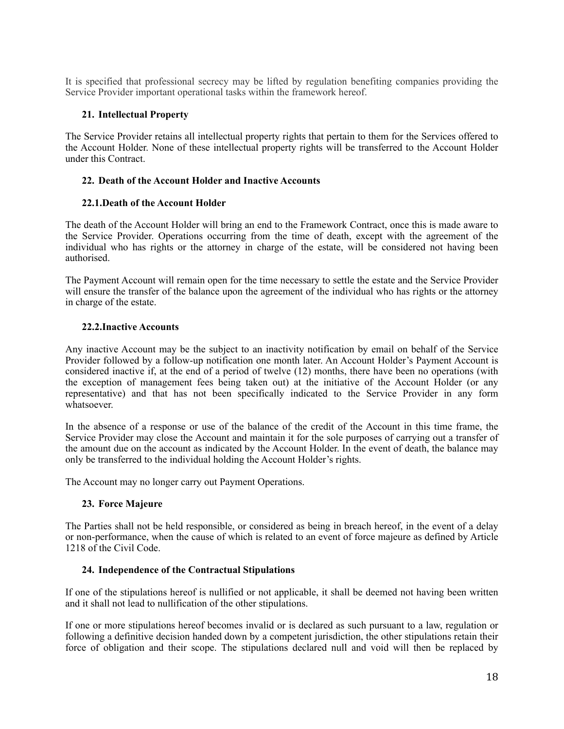It is specified that professional secrecy may be lifted by regulation benefiting companies providing the Service Provider important operational tasks within the framework hereof.

## 21. Intellectual Property

The Service Provider retains all intellectual property rights that pertain to them for the Services offered to the Account Holder. None of these intellectual property rights will be transferred to the Account Holder under this Contract.

## 22. Death of the Account Holder and Inactive Accounts

### 22.1. Death of the Account Holder

The death of the Account Holder will bring an end to the Framework Contract, once this is made aware to the Service Provider. Operations occurring from the time of death, except with the agreement of the individual who has rights or the attorney in charge of the estate, will be considered not having been authorised.

The Payment Account will remain open for the time necessary to settle the estate and the Service Provider will ensure the transfer of the balance upon the agreement of the individual who has rights or the attorney in charge of the estate.

### 22.2. Inactive Accounts

Any inactive Account may be the subject to an inactivity notification by email on behalf of the Service Provider followed by a follow-up notification one month later. An Account Holder's Payment Account is considered inactive if, at the end of a period of twelve (12) months, there have been no operations (with the exception of management fees being taken out) at the initiative of the Account Holder (or any representative) and that has not been specifically indicated to the Service Provider in any form whatsoever.

In the absence of a response or use of the balance of the credit of the Account in this time frame, the Service Provider may close the Account and maintain it for the sole purposes of carrying out a transfer of the amount due on the account as indicated by the Account Holder. In the event of death, the balance may only be transferred to the individual holding the Account Holder's rights.

The Account may no longer carry out Payment Operations.

## 23. Force Majeure

The Parties shall not be held responsible, or considered as being in breach hereof, in the event of a delay or non-performance, when the cause of which is related to an event of force majeure as defined by Article 1218 of the Civil Code.

## 24. Independence of the Contractual Stipulations

If one of the stipulations hereof is nullified or not applicable, it shall be deemed not having been written and it shall not lead to nullification of the other stipulations.

If one or more stipulations hereof becomes invalid or is declared as such pursuant to a law, regulation or following a definitive decision handed down by a competent jurisdiction, the other stipulations retain their force of obligation and their scope. The stipulations declared null and void will then be replaced by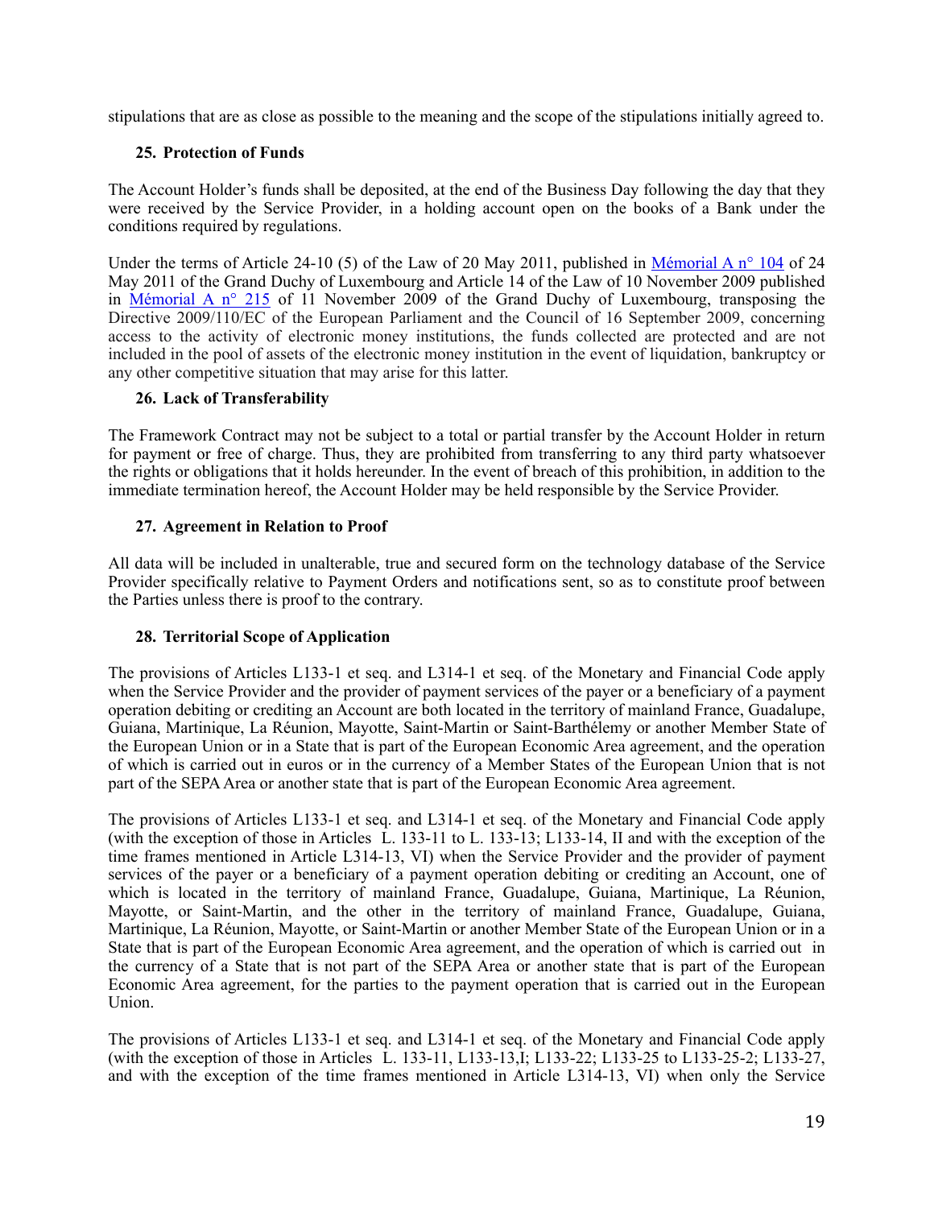stipulations that are as close as possible to the meaning and the scope of the stipulations initially agreed to.

### 25. Protection of Funds

The Account Holder's funds shall be deposited, at the end of the Business Day following the day that they were received by the Service Provider, in a holding account open on the books of a Bank under the conditions required by regulations.

Under the terms of Article 24-10 (5) of the Law of 20 May 2011, published in Mémorial A n° 104 of 24 May 2011 of the Grand Duchy of Luxembourg and Article 14 of the Law of 10 November 2009 published in Mémorial A n° 215 of 11 November 2009 of the Grand Duchy of Luxembourg, transposing the Directive 2009/110/EC of the European Parliament and the Council of 16 September 2009, concerning access to the activity of electronic money institutions, the funds collected are protected and are not included in the pool of assets of the electronic money institution in the event of liquidation, bankruptcy or any other competitive situation that may arise for this latter.

### 26. Lack of Transferability

The Framework Contract may not be subject to a total or partial transfer by the Account Holder in return for payment or free of charge. Thus, they are prohibited from transferring to any third party whatsoever the rights or obligations that it holds hereunder. In the event of breach of this prohibition, in addition to the immediate termination hereof, the Account Holder may be held responsible by the Service Provider.

### 27. Agreement in Relation to Proof

All data will be included in unalterable, true and secured form on the technology database of the Service Provider specifically relative to Payment Orders and notifications sent, so as to constitute proof between the Parties unless there is proof to the contrary.

### 28. Territorial Scope of Application

The provisions of Articles L133-1 et seq. and L314-1 et seq. of the Monetary and Financial Code apply when the Service Provider and the provider of payment services of the payer or a beneficiary of a payment operation debiting or crediting an Account are both located in the territory of mainland France, Guadalupe, Guiana, Martinique, La Réunion, Mayotte, Saint-Martin or Saint-Barthélemy or another Member State of the European Union or in a State that is part of the European Economic Area agreement, and the operation of which is carried out in euros or in the currency of a Member States of the European Union that is not part of the SEPA Area or another state that is part of the European Economic Area agreement.

The provisions of Articles L133-1 et seq. and L314-1 et seq. of the Monetary and Financial Code apply (with the exception of those in Articles L. 133-11 to L. 133-13; L133-14, II and with the exception of the time frames mentioned in Article L314-13, VI) when the Service Provider and the provider of payment services of the payer or a beneficiary of a payment operation debiting or crediting an Account, one of which is located in the territory of mainland France, Guadalupe, Guiana, Martinique, La Réunion, Mayotte, or Saint-Martin, and the other in the territory of mainland France, Guadalupe, Guiana, Martinique, La Réunion, Mayotte, or Saint-Martin or another Member State of the European Union or in a State that is part of the European Economic Area agreement, and the operation of which is carried out in the currency of a State that is not part of the SEPA Area or another state that is part of the European Economic Area agreement, for the parties to the payment operation that is carried out in the European Union.

The provisions of Articles L133-1 et seq. and L314-1 et seq. of the Monetary and Financial Code apply (with the exception of those in Articles L. 133-11, L133-13,I; L133-22; L133-25 to L133-25-2; L133-27, and with the exception of the time frames mentioned in Article L314-13, VI) when only the Service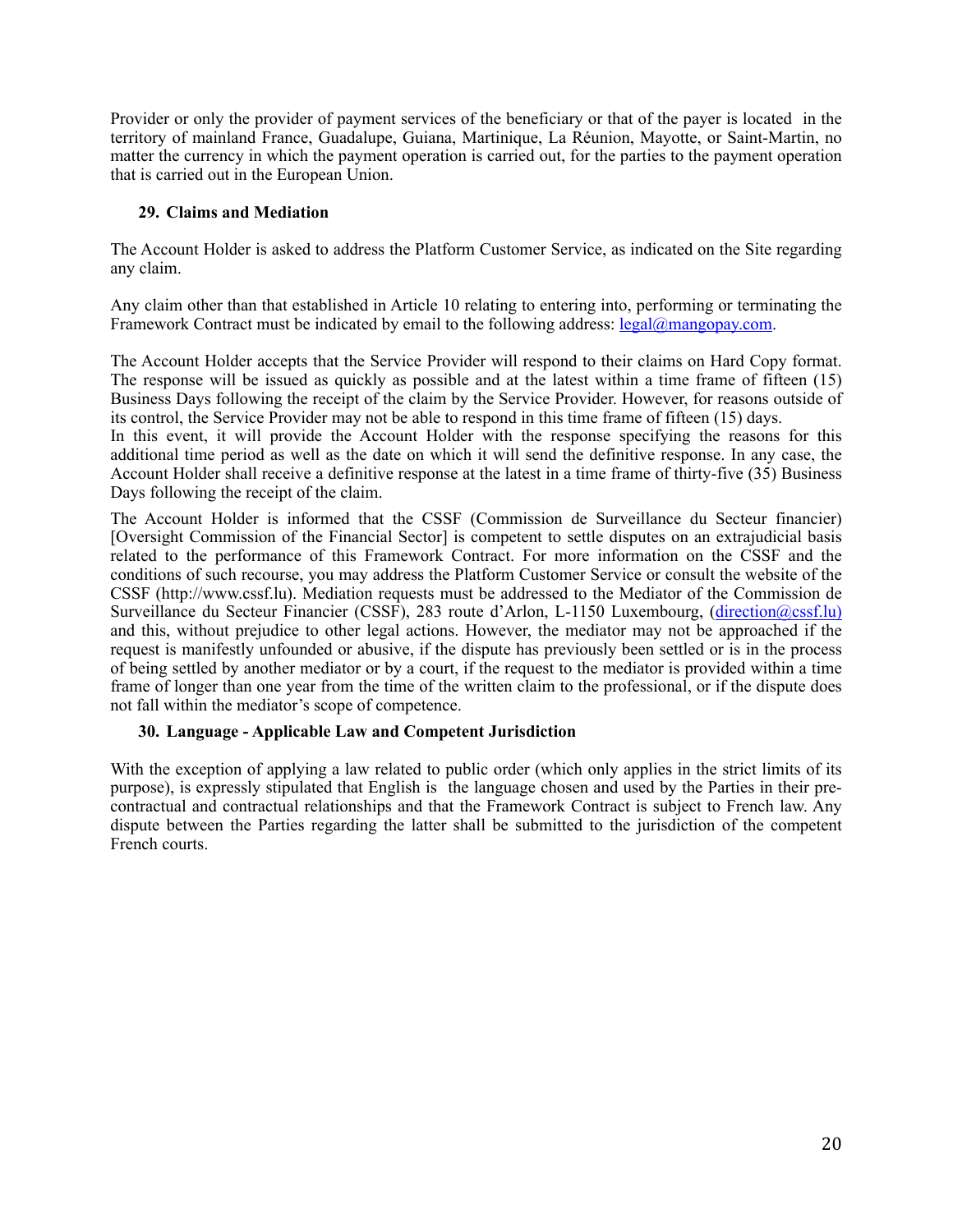Provider or only the provider of payment services of the beneficiary or that of the payer is located in the territory of mainland France, Guadalupe, Guiana, Martinique, La Réunion, Mayotte, or Saint-Martin, no matter the currency in which the payment operation is carried out, for the parties to the payment operation that is carried out in the European Union.

## 29. Claims and Mediation

The Account Holder is asked to address the Platform Customer Service, as indicated on the Site regarding any claim.

Any claim other than that established in Article 10 relating to entering into, performing or terminating the Framework Contract must be indicated by email to the following address: legal@mangopay.com.

The Account Holder accepts that the Service Provider will respond to their claims on Hard Copy format. The response will be issued as quickly as possible and at the latest within a time frame of fifteen (15) Business Days following the receipt of the claim by the Service Provider. However, for reasons outside of its control, the Service Provider may not be able to respond in this time frame of fifteen (15) days.
In this event, it will provide the Account Holder with the response specifying the reasons for this additional time period as well as the date on which it will send the definitive response. In any case, the Account Holder shall receive a definitive response at the latest in a time frame of thirty-five (35) Business Days following the receipt of the claim.

The Account Holder is informed that the CSSF (Commission de Surveillance du Secteur financier) [Oversight Commission of the Financial Sector] is competent to settle disputes on an extrajudicial basis related to the performance of this Framework Contract. For more information on the CSSF and the conditions of such recourse, you may address the Platform Customer Service or consult the website of the CSSF (http://www.cssf.lu). Mediation requests must be addressed to the Mediator of the Commission de Surveillance du Secteur Financier (CSSF), 283 route d'Arlon, L-1150 Luxembourg, (direction@cssf.lu) and this, without prejudice to other legal actions. However, the mediator may not be approached if the request is manifestly unfounded or abusive, if the dispute has previously been settled or is in the process of being settled by another mediator or by a court, if the request to the mediator is provided within a time frame of longer than one year from the time of the written claim to the professional, or if the dispute does not fall within the mediator's scope of competence.

## 30. Language - Applicable Law and Competent Jurisdiction

With the exception of applying a law related to public order (which only applies in the strict limits of its purpose), is expressly stipulated that English is the language chosen and used by the Parties in their pre-contractual and contractual relationships and that the Framework Contract is subject to French law. Any dispute between the Parties regarding the latter shall be submitted to the jurisdiction of the competent French courts.